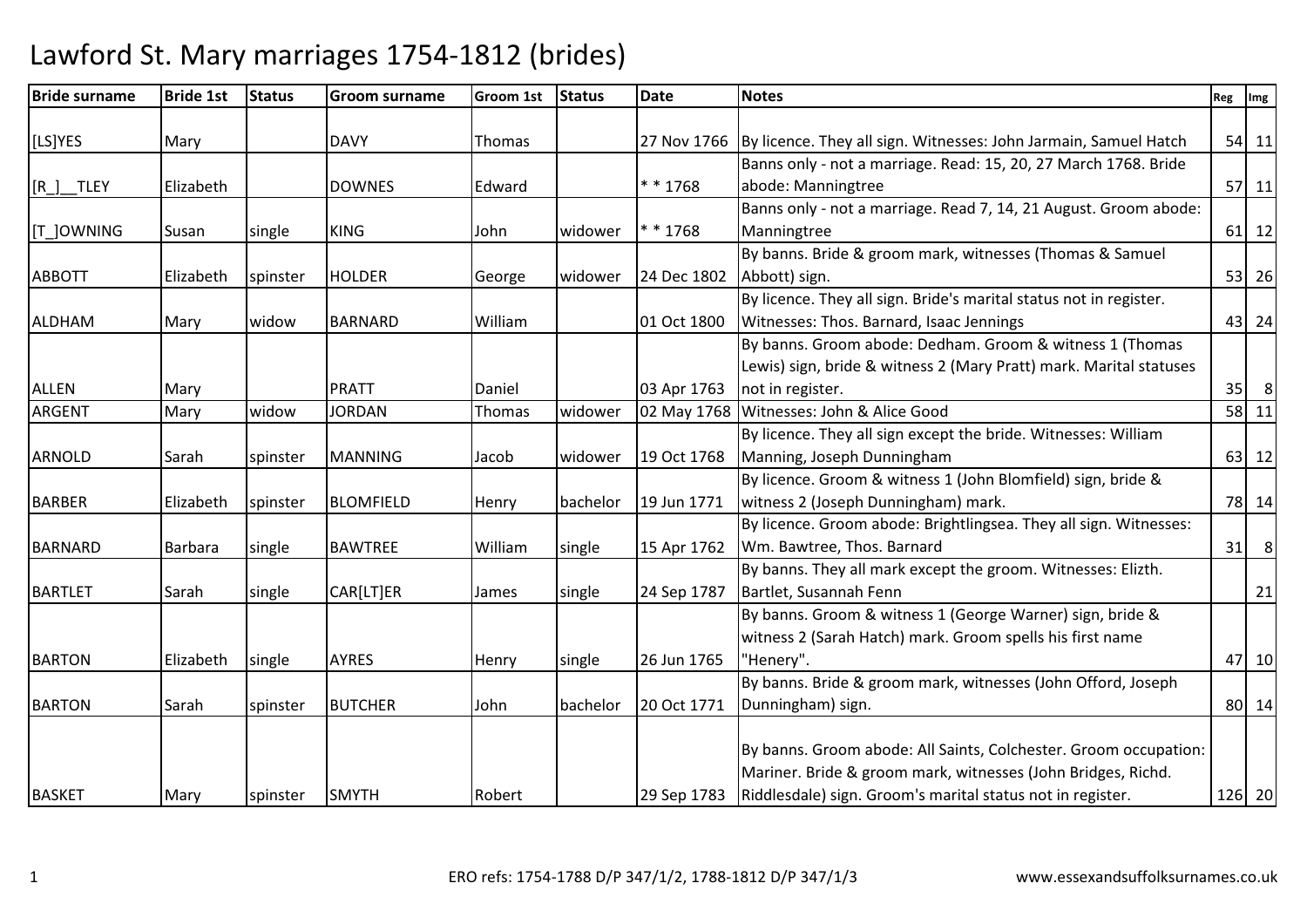# Lawford St. Mary marriages 1754-1812 (brides)

| Bride surname | Bride 1st | Status | Groom surname | Groom 1st | Status | Date | Notes | Reg | Img |
|---|---|---|---|---|---|---|---|---|---|
| [LS]YES | Mary | | DAVY | Thomas | | 27 Nov 1766 | By licence. They all sign. Witnesses: John Jarmain, Samuel Hatch | 54 | 11 |
| [R_]__TLEY | Elizabeth | | DOWNES | Edward | | * * 1768 | Banns only - not a marriage. Read: 15, 20, 27 March 1768. Bride abode: Manningtree | 57 | 11 |
| [T_]OWNING | Susan | single | KING | John | widower | * * 1768 | Banns only - not a marriage. Read 7, 14, 21 August. Groom abode: Manningtree | 61 | 12 |
| ABBOTT | Elizabeth | spinster | HOLDER | George | widower | 24 Dec 1802 | By banns. Bride & groom mark, witnesses (Thomas & Samuel Abbott) sign. | 53 | 26 |
| ALDHAM | Mary | widow | BARNARD | William | | 01 Oct 1800 | By licence. They all sign. Bride's marital status not in register. Witnesses: Thos. Barnard, Isaac Jennings | 43 | 24 |
| ALLEN | Mary | | PRATT | Daniel | | 03 Apr 1763 | By banns. Groom abode: Dedham. Groom & witness 1 (Thomas Lewis) sign, bride & witness 2 (Mary Pratt) mark. Marital statuses not in register. | 35 | 8 |
| ARGENT | Mary | widow | JORDAN | Thomas | widower | 02 May 1768 | Witnesses: John & Alice Good | 58 | 11 |
| ARNOLD | Sarah | spinster | MANNING | Jacob | widower | 19 Oct 1768 | By licence. They all sign except the bride. Witnesses: William Manning, Joseph Dunningham | 63 | 12 |
| BARBER | Elizabeth | spinster | BLOMFIELD | Henry | bachelor | 19 Jun 1771 | By licence. Groom & witness 1 (John Blomfield) sign, bride & witness 2 (Joseph Dunningham) mark. | 78 | 14 |
| BARNARD | Barbara | single | BAWTREE | William | single | 15 Apr 1762 | By licence. Groom abode: Brightlingsea. They all sign. Witnesses: Wm. Bawtree, Thos. Barnard | 31 | 8 |
| BARTLET | Sarah | single | CAR[LT]ER | James | single | 24 Sep 1787 | By banns. They all mark except the groom. Witnesses: Elizth. Bartlet, Susannah Fenn | | 21 |
| BARTON | Elizabeth | single | AYRES | Henry | single | 26 Jun 1765 | By banns. Groom & witness 1 (George Warner) sign, bride & witness 2 (Sarah Hatch) mark. Groom spells his first name "Henery". | 47 | 10 |
| BARTON | Sarah | spinster | BUTCHER | John | bachelor | 20 Oct 1771 | By banns. Bride & groom mark, witnesses (John Offord, Joseph Dunningham) sign. | 80 | 14 |
| BASKET | Mary | spinster | SMYTH | Robert | | 29 Sep 1783 | By banns. Groom abode: All Saints, Colchester. Groom occupation: Mariner. Bride & groom mark, witnesses (John Bridges, Richd. Riddlesdale) sign. Groom's marital status not in register. | 126 | 20 |

ERO refs: 1754-1788 D/P 347/1/2, 1788-1812 D/P 347/1/3 www.essexandsuffolksurnames.co.uk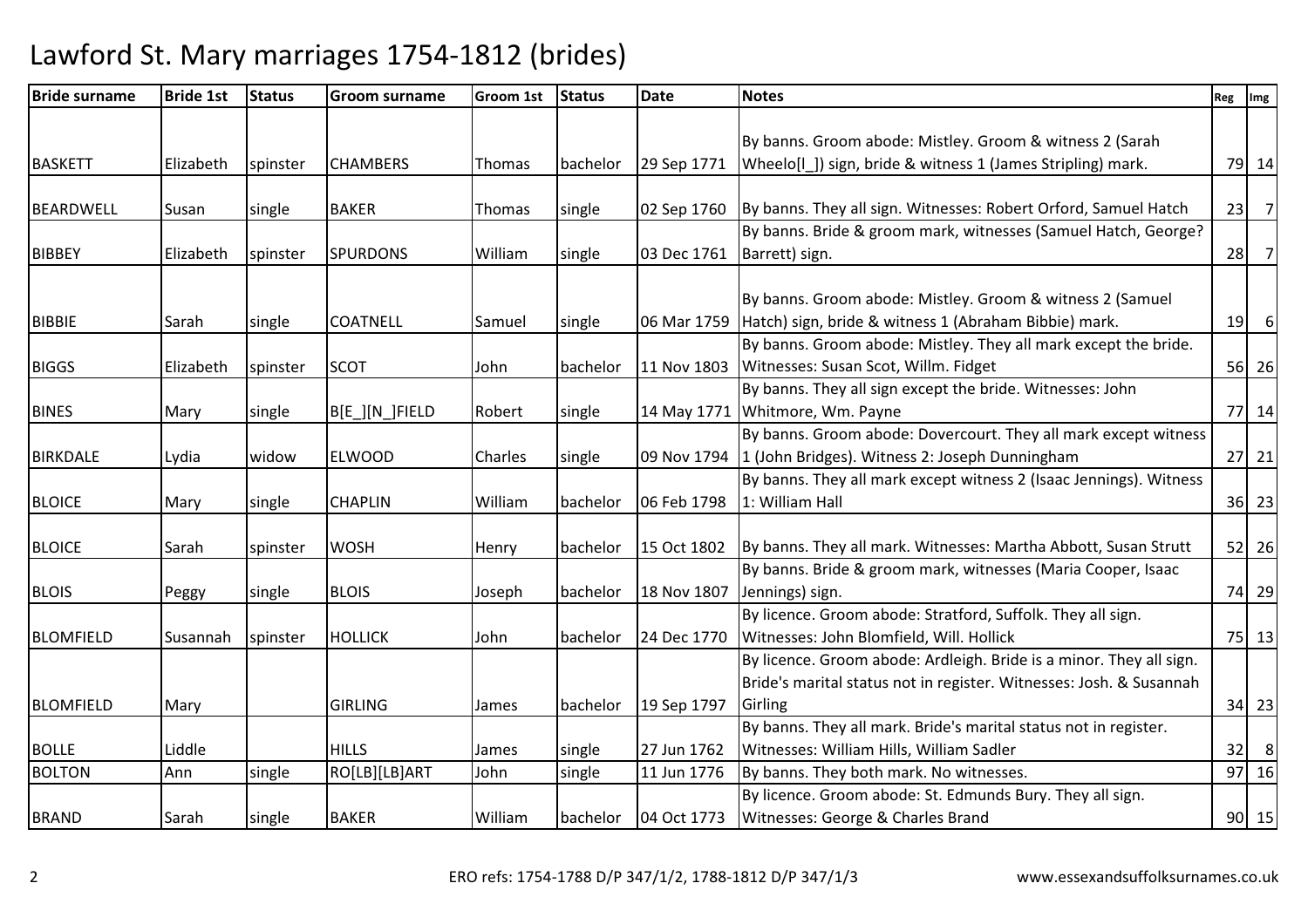# Lawford St. Mary marriages 1754-1812 (brides)

| Bride surname | Bride 1st | Status | Groom surname | Groom 1st | Status | Date | Notes | Reg | Img |
|---|---|---|---|---|---|---|---|---|---|
| BASKETT | Elizabeth | spinster | CHAMBERS | Thomas | bachelor | 29 Sep 1771 | By banns. Groom abode: Mistley. Groom & witness 2 (Sarah Wheelo[l_]) sign, bride & witness 1 (James Stripling) mark. | 79 | 14 |
| BEARDWELL | Susan | single | BAKER | Thomas | single | 02 Sep 1760 | By banns. They all sign. Witnesses: Robert Orford, Samuel Hatch | 23 | 7 |
| BIBBEY | Elizabeth | spinster | SPURDONS | William | single | 03 Dec 1761 | By banns. Bride & groom mark, witnesses (Samuel Hatch, George? Barrett) sign. | 28 | 7 |
| BIBBIE | Sarah | single | COATNELL | Samuel | single | 06 Mar 1759 | By banns. Groom abode: Mistley. Groom & witness 2 (Samuel Hatch) sign, bride & witness 1 (Abraham Bibbie) mark. | 19 | 6 |
| BIGGS | Elizabeth | spinster | SCOT | John | bachelor | 11 Nov 1803 | By banns. Groom abode: Mistley. They all mark except the bride. Witnesses: Susan Scot, Willm. Fidget | 56 | 26 |
| BINES | Mary | single | B[E_][N_]FIELD | Robert | single | 14 May 1771 | By banns. They all sign except the bride. Witnesses: John Whitmore, Wm. Payne | 77 | 14 |
| BIRKDALE | Lydia | widow | ELWOOD | Charles | single | 09 Nov 1794 | By banns. Groom abode: Dovercourt. They all mark except witness 1 (John Bridges). Witness 2: Joseph Dunningham | 27 | 21 |
| BLOICE | Mary | single | CHAPLIN | William | bachelor | 06 Feb 1798 | By banns. They all mark except witness 2 (Isaac Jennings). Witness 1: William Hall | 36 | 23 |
| BLOICE | Sarah | spinster | WOSH | Henry | bachelor | 15 Oct 1802 | By banns. They all mark. Witnesses: Martha Abbott, Susan Strutt | 52 | 26 |
| BLOIS | Peggy | single | BLOIS | Joseph | bachelor | 18 Nov 1807 | By banns. Bride & groom mark, witnesses (Maria Cooper, Isaac Jennings) sign. | 74 | 29 |
| BLOMFIELD | Susannah | spinster | HOLLICK | John | bachelor | 24 Dec 1770 | By licence. Groom abode: Stratford, Suffolk. They all sign. Witnesses: John Blomfield, Will. Hollick | 75 | 13 |
| BLOMFIELD | Mary | | GIRLING | James | bachelor | 19 Sep 1797 | By licence. Groom abode: Ardleigh. Bride is a minor. They all sign. Bride's marital status not in register. Witnesses: Josh. & Susannah Girling | 34 | 23 |
| BOLLE | Liddle | | HILLS | James | single | 27 Jun 1762 | By banns. They all mark. Bride's marital status not in register. Witnesses: William Hills, William Sadler | 32 | 8 |
| BOLTON | Ann | single | RO[LB][LB]ART | John | single | 11 Jun 1776 | By banns. They both mark. No witnesses. | 97 | 16 |
| BRAND | Sarah | single | BAKER | William | bachelor | 04 Oct 1773 | By licence. Groom abode: St. Edmunds Bury. They all sign. Witnesses: George & Charles Brand | 90 | 15 |

ERO refs: 1754-1788 D/P 347/1/2, 1788-1812 D/P 347/1/3

www.essexandsuffolksurnames.co.uk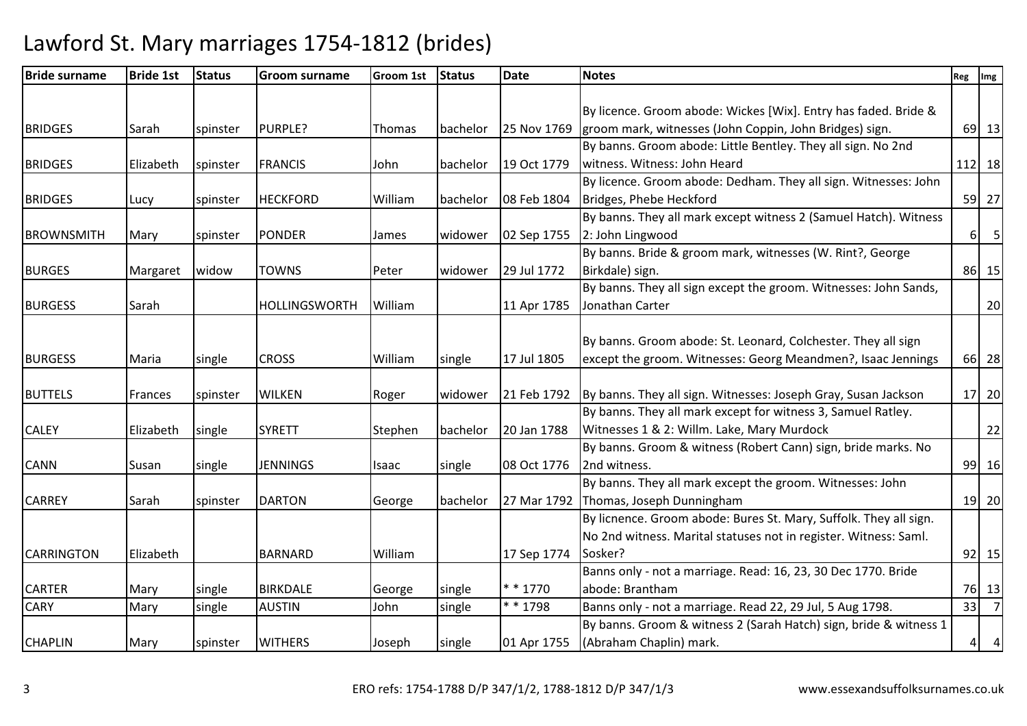# Lawford St. Mary marriages 1754-1812 (brides)

| Bride surname | Bride 1st | Status | Groom surname | Groom 1st | Status | Date | Notes | Reg | Img |
|---|---|---|---|---|---|---|---|---|---|
| BRIDGES | Sarah | spinster | PURPLE? | Thomas | bachelor | 25 Nov 1769 | By licence. Groom abode: Wickes [Wix]. Entry has faded. Bride & groom mark, witnesses (John Coppin, John Bridges) sign. | 69 | 13 |
| BRIDGES | Elizabeth | spinster | FRANCIS | John | bachelor | 19 Oct 1779 | By banns. Groom abode: Little Bentley. They all sign. No 2nd witness. Witness: John Heard | 112 | 18 |
| BRIDGES | Lucy | spinster | HECKFORD | William | bachelor | 08 Feb 1804 | By licence. Groom abode: Dedham. They all sign. Witnesses: John Bridges, Phebe Heckford | 59 | 27 |
| BROWNSMITH | Mary | spinster | PONDER | James | widower | 02 Sep 1755 | By banns. They all mark except witness 2 (Samuel Hatch). Witness 2: John Lingwood | 6 | 5 |
| BURGES | Margaret | widow | TOWNS | Peter | widower | 29 Jul 1772 | By banns. Bride & groom mark, witnesses (W. Rint?, George Birkdale) sign. | 86 | 15 |
| BURGESS | Sarah | | HOLLINGSWORTH | William | | 11 Apr 1785 | By banns. They all sign except the groom. Witnesses: John Sands, Jonathan Carter | | 20 |
| BURGESS | Maria | single | CROSS | William | single | 17 Jul 1805 | By banns. Groom abode: St. Leonard, Colchester. They all sign except the groom. Witnesses: Georg Meandmen?, Isaac Jennings | 66 | 28 |
| BUTTELS | Frances | spinster | WILKEN | Roger | widower | 21 Feb 1792 | By banns. They all sign. Witnesses: Joseph Gray, Susan Jackson | 17 | 20 |
| CALEY | Elizabeth | single | SYRETT | Stephen | bachelor | 20 Jan 1788 | By banns. They all mark except for witness 3, Samuel Ratley. Witnesses 1 & 2: Willm. Lake, Mary Murdock | | 22 |
| CANN | Susan | single | JENNINGS | Isaac | single | 08 Oct 1776 | By banns. Groom & witness (Robert Cann) sign, bride marks. No 2nd witness. | 99 | 16 |
| CARREY | Sarah | spinster | DARTON | George | bachelor | 27 Mar 1792 | By banns. They all mark except the groom. Witnesses: John Thomas, Joseph Dunningham | 19 | 20 |
| CARRINGTON | Elizabeth | | BARNARD | William | | 17 Sep 1774 | By licnence. Groom abode: Bures St. Mary, Suffolk. They all sign. No 2nd witness. Marital statuses not in register. Witness: Saml. Sosker? | 92 | 15 |
| CARTER | Mary | single | BIRKDALE | George | single | * * 1770 | Banns only - not a marriage. Read: 16, 23, 30 Dec 1770. Bride abode: Brantham | 76 | 13 |
| CARY | Mary | single | AUSTIN | John | single | * * 1798 | Banns only - not a marriage. Read 22, 29 Jul, 5 Aug 1798. | 33 | 7 |
| CHAPLIN | Mary | spinster | WITHERS | Joseph | single | 01 Apr 1755 | By banns. Groom & witness 2 (Sarah Hatch) sign, bride & witness 1 (Abraham Chaplin) mark. | 4 | 4 |

ERO refs: 1754-1788 D/P 347/1/2, 1788-1812 D/P 347/1/3 www.essexandsuffolksurnames.co.uk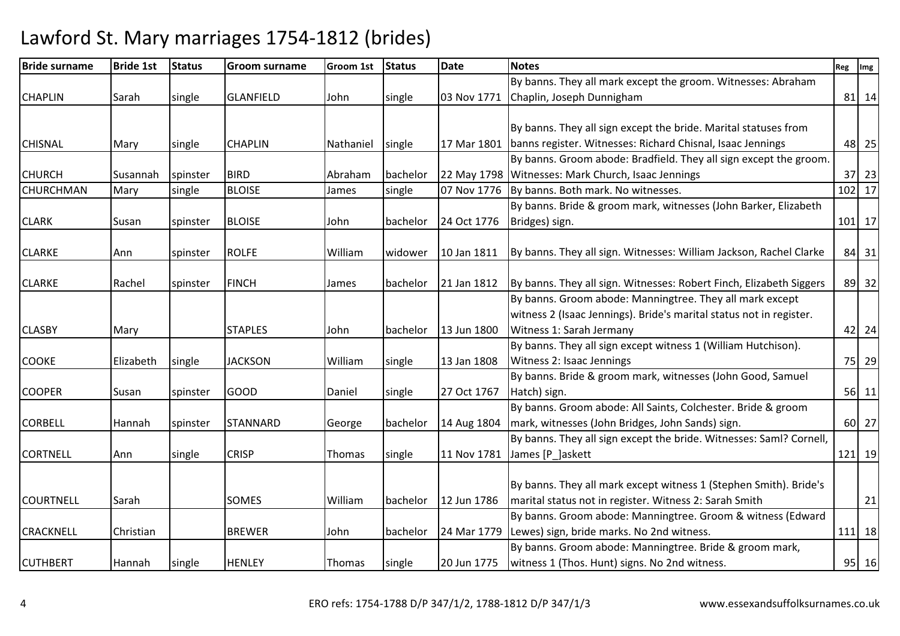# Lawford St. Mary marriages 1754-1812 (brides)

| Bride surname | Bride 1st | Status | Groom surname | Groom 1st | Status | Date | Notes | Reg | Img |
|---|---|---|---|---|---|---|---|---|---|
| CHAPLIN | Sarah | single | GLANFIELD | John | single | 03 Nov 1771 | By banns. They all mark except the groom. Witnesses: Abraham Chaplin, Joseph Dunnigham | 81 | 14 |
| CHISNAL | Mary | single | CHAPLIN | Nathaniel | single | 17 Mar 1801 | By banns. They all sign except the bride. Marital statuses from banns register. Witnesses: Richard Chisnal, Isaac Jennings | 48 | 25 |
| CHURCH | Susannah | spinster | BIRD | Abraham | bachelor | 22 May 1798 | By banns. Groom abode: Bradfield. They all sign except the groom. Witnesses: Mark Church, Isaac Jennings | 37 | 23 |
| CHURCHMAN | Mary | single | BLOISE | James | single | 07 Nov 1776 | By banns. Both mark. No witnesses. | 102 | 17 |
| CLARK | Susan | spinster | BLOISE | John | bachelor | 24 Oct 1776 | By banns. Bride & groom mark, witnesses (John Barker, Elizabeth Bridges) sign. | 101 | 17 |
| CLARKE | Ann | spinster | ROLFE | William | widower | 10 Jan 1811 | By banns. They all sign. Witnesses: William Jackson, Rachel Clarke | 84 | 31 |
| CLARKE | Rachel | spinster | FINCH | James | bachelor | 21 Jan 1812 | By banns. They all sign. Witnesses: Robert Finch, Elizabeth Siggers | 89 | 32 |
| CLASBY | Mary | | STAPLES | John | bachelor | 13 Jun 1800 | By banns. Groom abode: Manningtree. They all mark except witness 2 (Isaac Jennings). Bride's marital status not in register. Witness 1: Sarah Jermany | 42 | 24 |
| COOKE | Elizabeth | single | JACKSON | William | single | 13 Jan 1808 | By banns. They all sign except witness 1 (William Hutchison). Witness 2: Isaac Jennings | 75 | 29 |
| COOPER | Susan | spinster | GOOD | Daniel | single | 27 Oct 1767 | By banns. Bride & groom mark, witnesses (John Good, Samuel Hatch) sign. | 56 | 11 |
| CORBELL | Hannah | spinster | STANNARD | George | bachelor | 14 Aug 1804 | By banns. Groom abode: All Saints, Colchester. Bride & groom mark, witnesses (John Bridges, John Sands) sign. | 60 | 27 |
| CORTNELL | Ann | single | CRISP | Thomas | single | 11 Nov 1781 | By banns. They all sign except the bride. Witnesses: Saml? Cornell, James [P_]askett | 121 | 19 |
| COURTNELL | Sarah | | SOMES | William | bachelor | 12 Jun 1786 | By banns. They all mark except witness 1 (Stephen Smith). Bride's marital status not in register. Witness 2: Sarah Smith | | 21 |
| CRACKNELL | Christian | | BREWER | John | bachelor | 24 Mar 1779 | By banns. Groom abode: Manningtree. Groom & witness (Edward Lewes) sign, bride marks. No 2nd witness. | 111 | 18 |
| CUTHBERT | Hannah | single | HENLEY | Thomas | single | 20 Jun 1775 | By banns. Groom abode: Manningtree. Bride & groom mark, witness 1 (Thos. Hunt) signs. No 2nd witness. | 95 | 16 |

ERO refs: 1754-1788 D/P 347/1/2, 1788-1812 D/P 347/1/3 www.essexandsuffolksurnames.co.uk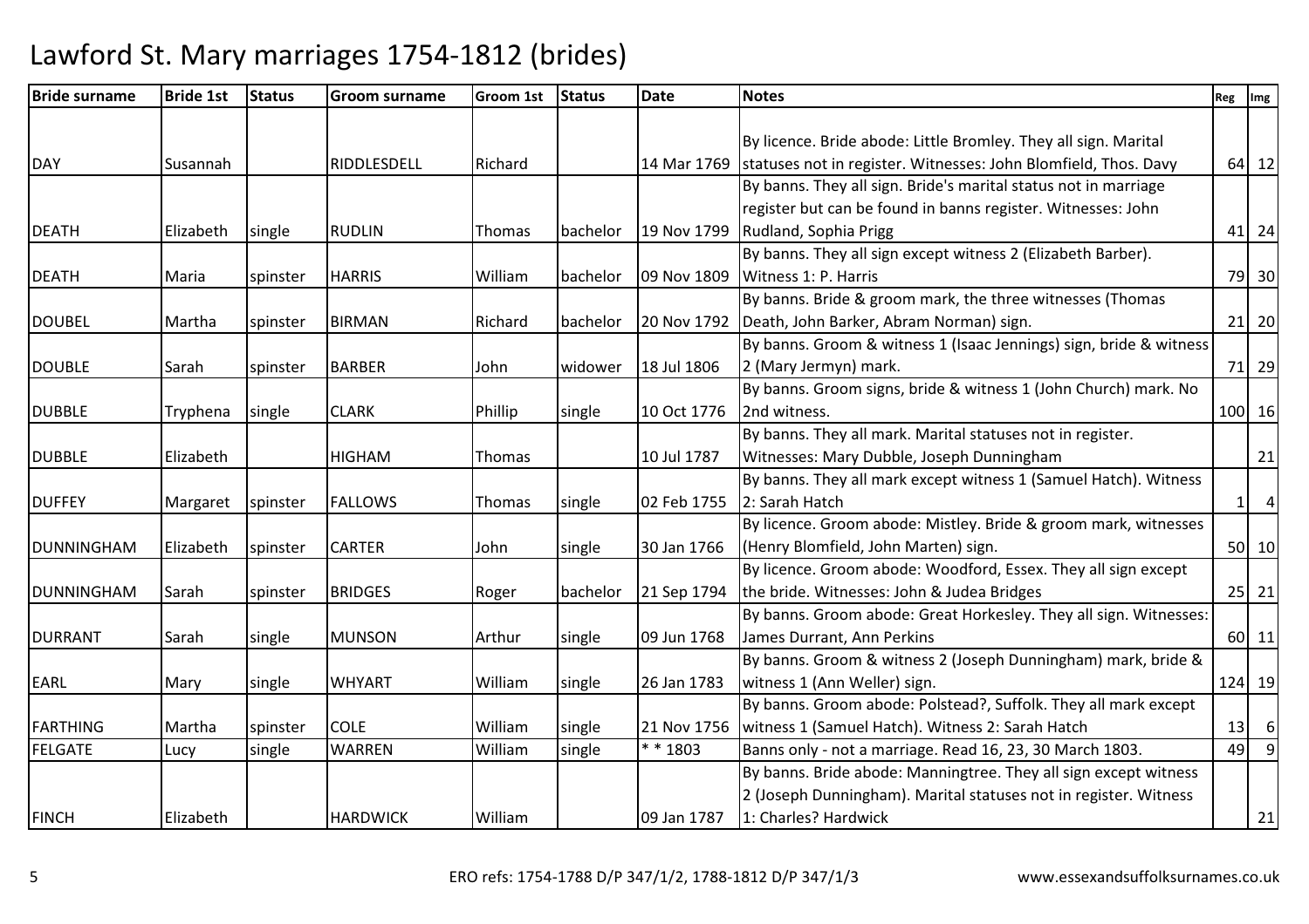# Lawford St. Mary marriages 1754-1812 (brides)

| Bride surname | Bride 1st | Status | Groom surname | Groom 1st | Status | Date | Notes | Reg | Img |
|---|---|---|---|---|---|---|---|---|---|
| DAY | Susannah | | RIDDLESDELL | Richard | | 14 Mar 1769 | By licence. Bride abode: Little Bromley. They all sign. Marital statuses not in register. Witnesses: John Blomfield, Thos. Davy | 64 | 12 |
| DEATH | Elizabeth | single | RUDLIN | Thomas | bachelor | 19 Nov 1799 | By banns. They all sign. Bride's marital status not in marriage register but can be found in banns register. Witnesses: John Rudland, Sophia Prigg | 41 | 24 |
| DEATH | Maria | spinster | HARRIS | William | bachelor | 09 Nov 1809 | By banns. They all sign except witness 2 (Elizabeth Barber). Witness 1: P. Harris | 79 | 30 |
| DOUBEL | Martha | spinster | BIRMAN | Richard | bachelor | 20 Nov 1792 | By banns. Bride & groom mark, the three witnesses (Thomas Death, John Barker, Abram Norman) sign. | 21 | 20 |
| DOUBLE | Sarah | spinster | BARBER | John | widower | 18 Jul 1806 | By banns. Groom & witness 1 (Isaac Jennings) sign, bride & witness 2 (Mary Jermyn) mark. | 71 | 29 |
| DUBBLE | Tryphena | single | CLARK | Phillip | single | 10 Oct 1776 | By banns. Groom signs, bride & witness 1 (John Church) mark. No 2nd witness. | 100 | 16 |
| DUBBLE | Elizabeth | | HIGHAM | Thomas | | 10 Jul 1787 | By banns. They all mark. Marital statuses not in register. Witnesses: Mary Dubble, Joseph Dunningham | | 21 |
| DUFFEY | Margaret | spinster | FALLOWS | Thomas | single | 02 Feb 1755 | By banns. They all mark except witness 1 (Samuel Hatch). Witness 2: Sarah Hatch | 1 | 4 |
| DUNNINGHAM | Elizabeth | spinster | CARTER | John | single | 30 Jan 1766 | By licence. Groom abode: Mistley. Bride & groom mark, witnesses (Henry Blomfield, John Marten) sign. | 50 | 10 |
| DUNNINGHAM | Sarah | spinster | BRIDGES | Roger | bachelor | 21 Sep 1794 | By licence. Groom abode: Woodford, Essex. They all sign except the bride. Witnesses: John & Judea Bridges | 25 | 21 |
| DURRANT | Sarah | single | MUNSON | Arthur | single | 09 Jun 1768 | By banns. Groom abode: Great Horkesley. They all sign. Witnesses: James Durrant, Ann Perkins | 60 | 11 |
| EARL | Mary | single | WHYART | William | single | 26 Jan 1783 | By banns. Groom & witness 2 (Joseph Dunningham) mark, bride & witness 1 (Ann Weller) sign. | 124 | 19 |
| FARTHING | Martha | spinster | COLE | William | single | 21 Nov 1756 | By banns. Groom abode: Polstead?, Suffolk. They all mark except witness 1 (Samuel Hatch). Witness 2: Sarah Hatch | 13 | 6 |
| FELGATE | Lucy | single | WARREN | William | single | * * 1803 | Banns only - not a marriage. Read 16, 23, 30 March 1803. | 49 | 9 |
| FINCH | Elizabeth | | HARDWICK | William | | 09 Jan 1787 | By banns. Bride abode: Manningtree. They all sign except witness 2 (Joseph Dunningham). Marital statuses not in register. Witness 1: Charles? Hardwick | | 21 |

ERO refs: 1754-1788 D/P 347/1/2, 1788-1812 D/P 347/1/3 www.essexandsuffolksurnames.co.uk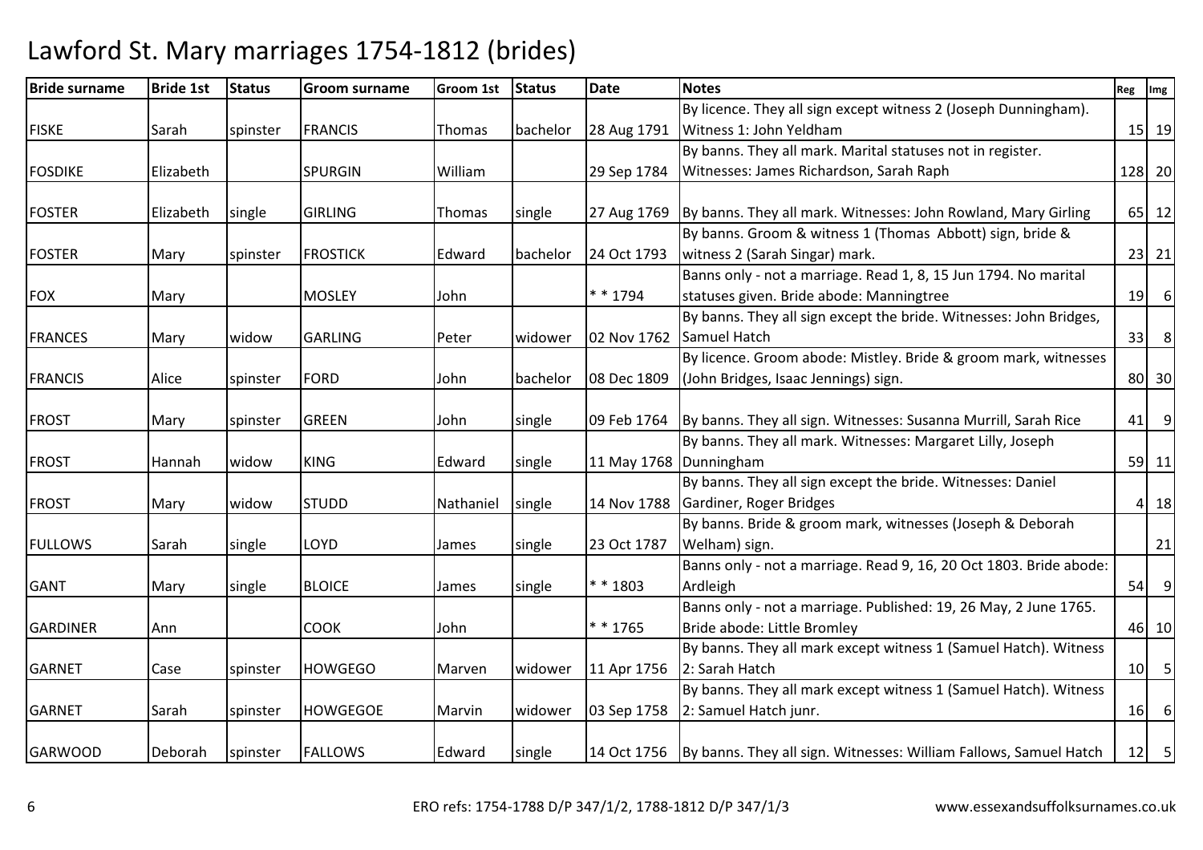# Lawford St. Mary marriages 1754-1812 (brides)

| Bride surname | Bride 1st | Status | Groom surname | Groom 1st | Status | Date | Notes | Reg | Img |
|---|---|---|---|---|---|---|---|---|---|
| FISKE | Sarah | spinster | FRANCIS | Thomas | bachelor | 28 Aug 1791 | By licence. They all sign except witness 2 (Joseph Dunningham). Witness 1: John Yeldham | 15 | 19 |
| FOSDIKE | Elizabeth | | SPURGIN | William | | 29 Sep 1784 | By banns. They all mark. Marital statuses not in register. Witnesses: James Richardson, Sarah Raph | 128 | 20 |
| FOSTER | Elizabeth | single | GIRLING | Thomas | single | 27 Aug 1769 | By banns. They all mark. Witnesses: John Rowland, Mary Girling | 65 | 12 |
| FOSTER | Mary | spinster | FROSTICK | Edward | bachelor | 24 Oct 1793 | By banns. Groom & witness 1 (Thomas Abbott) sign, bride & witness 2 (Sarah Singar) mark. | 23 | 21 |
| FOX | Mary | | MOSLEY | John | | * * 1794 | Banns only - not a marriage. Read 1, 8, 15 Jun 1794. No marital statuses given. Bride abode: Manningtree | 19 | 6 |
| FRANCES | Mary | widow | GARLING | Peter | widower | 02 Nov 1762 | By banns. They all sign except the bride. Witnesses: John Bridges, Samuel Hatch | 33 | 8 |
| FRANCIS | Alice | spinster | FORD | John | bachelor | 08 Dec 1809 | By licence. Groom abode: Mistley. Bride & groom mark, witnesses (John Bridges, Isaac Jennings) sign. | 80 | 30 |
| FROST | Mary | spinster | GREEN | John | single | 09 Feb 1764 | By banns. They all sign. Witnesses: Susanna Murrill, Sarah Rice | 41 | 9 |
| FROST | Hannah | widow | KING | Edward | single | 11 May 1768 | By banns. They all mark. Witnesses: Margaret Lilly, Joseph Dunningham | 59 | 11 |
| FROST | Mary | widow | STUDD | Nathaniel | single | 14 Nov 1788 | By banns. They all sign except the bride. Witnesses: Daniel Gardiner, Roger Bridges | 4 | 18 |
| FULLOWS | Sarah | single | LOYD | James | single | 23 Oct 1787 | By banns. Bride & groom mark, witnesses (Joseph & Deborah Welham) sign. | | 21 |
| GANT | Mary | single | BLOICE | James | single | * * 1803 | Banns only - not a marriage. Read 9, 16, 20 Oct 1803. Bride abode: Ardleigh | 54 | 9 |
| GARDINER | Ann | | COOK | John | | * * 1765 | Banns only - not a marriage. Published: 19, 26 May, 2 June 1765. Bride abode: Little Bromley | 46 | 10 |
| GARNET | Case | spinster | HOWGEGO | Marven | widower | 11 Apr 1756 | By banns. They all mark except witness 1 (Samuel Hatch). Witness 2: Sarah Hatch | 10 | 5 |
| GARNET | Sarah | spinster | HOWGEGOE | Marvin | widower | 03 Sep 1758 | By banns. They all mark except witness 1 (Samuel Hatch). Witness 2: Samuel Hatch junr. | 16 | 6 |
| GARWOOD | Deborah | spinster | FALLOWS | Edward | single | 14 Oct 1756 | By banns. They all sign. Witnesses: William Fallows, Samuel Hatch | 12 | 5 |

ERO refs: 1754-1788 D/P 347/1/2, 1788-1812 D/P 347/1/3 www.essexandsuffolksurnames.co.uk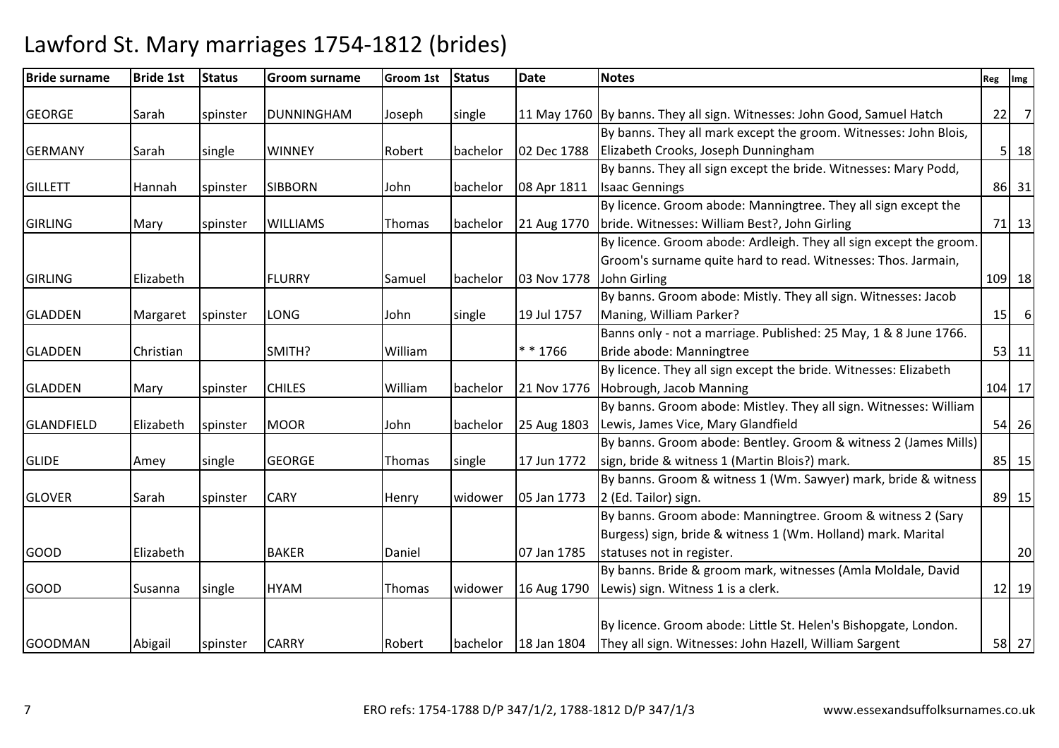# Lawford St. Mary marriages 1754-1812 (brides)

| Bride surname | Bride 1st | Status | Groom surname | Groom 1st | Status | Date | Notes | Reg | Img |
|---|---|---|---|---|---|---|---|---|---|
| GEORGE | Sarah | spinster | DUNNINGHAM | Joseph | single | 11 May 1760 | By banns. They all sign. Witnesses: John Good, Samuel Hatch | 22 | 7 |
| GERMANY | Sarah | single | WINNEY | Robert | bachelor | 02 Dec 1788 | By banns. They all mark except the groom. Witnesses: John Blois, Elizabeth Crooks, Joseph Dunningham | 5 | 18 |
| GILLETT | Hannah | spinster | SIBBORN | John | bachelor | 08 Apr 1811 | By banns. They all sign except the bride. Witnesses: Mary Podd, Isaac Gennings | 86 | 31 |
| GIRLING | Mary | spinster | WILLIAMS | Thomas | bachelor | 21 Aug 1770 | By licence. Groom abode: Manningtree. They all sign except the bride. Witnesses: William Best?, John Girling | 71 | 13 |
| GIRLING | Elizabeth | | FLURRY | Samuel | bachelor | 03 Nov 1778 | By licence. Groom abode: Ardleigh. They all sign except the groom. Groom's surname quite hard to read. Witnesses: Thos. Jarmain, John Girling | 109 | 18 |
| GLADDEN | Margaret | spinster | LONG | John | single | 19 Jul 1757 | By banns. Groom abode: Mistly. They all sign. Witnesses: Jacob Maning, William Parker? | 15 | 6 |
| GLADDEN | Christian | | SMITH? | William | | * * 1766 | Banns only - not a marriage. Published: 25 May, 1 & 8 June 1766. Bride abode: Manningtree | 53 | 11 |
| GLADDEN | Mary | spinster | CHILES | William | bachelor | 21 Nov 1776 | By licence. They all sign except the bride. Witnesses: Elizabeth Hobrough, Jacob Manning | 104 | 17 |
| GLANDFIELD | Elizabeth | spinster | MOOR | John | bachelor | 25 Aug 1803 | By banns. Groom abode: Mistley. They all sign. Witnesses: William Lewis, James Vice, Mary Glandfield | 54 | 26 |
| GLIDE | Amey | single | GEORGE | Thomas | single | 17 Jun 1772 | By banns. Groom abode: Bentley. Groom & witness 2 (James Mills) sign, bride & witness 1 (Martin Blois?) mark. | 85 | 15 |
| GLOVER | Sarah | spinster | CARY | Henry | widower | 05 Jan 1773 | By banns. Groom & witness 1 (Wm. Sawyer) mark, bride & witness 2 (Ed. Tailor) sign. | 89 | 15 |
| GOOD | Elizabeth | | BAKER | Daniel | | 07 Jan 1785 | By banns. Groom abode: Manningtree. Groom & witness 2 (Sary Burgess) sign, bride & witness 1 (Wm. Holland) mark. Marital statuses not in register. | | 20 |
| GOOD | Susanna | single | HYAM | Thomas | widower | 16 Aug 1790 | By banns. Bride & groom mark, witnesses (Amla Moldale, David Lewis) sign. Witness 1 is a clerk. | 12 | 19 |
| GOODMAN | Abigail | spinster | CARRY | Robert | bachelor | 18 Jan 1804 | By licence. Groom abode: Little St. Helen's Bishopgate, London. They all sign. Witnesses: John Hazell, William Sargent | 58 | 27 |

ERO refs: 1754-1788 D/P 347/1/2, 1788-1812 D/P 347/1/3 www.essexandsuffolksurnames.co.uk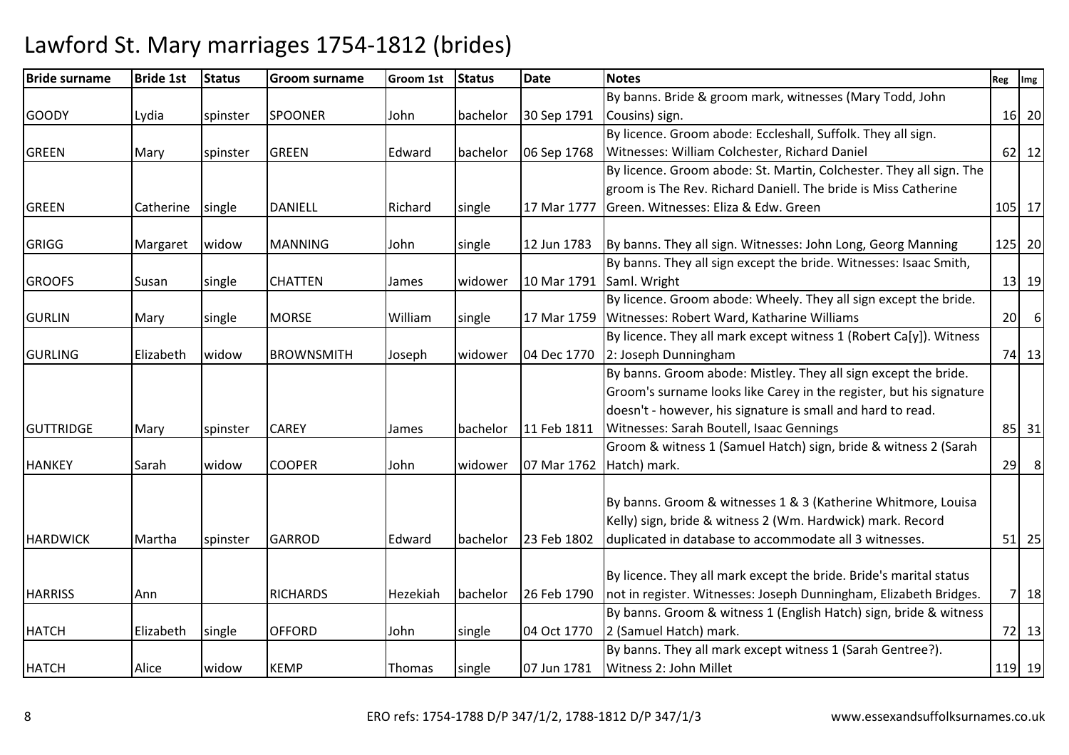# Lawford St. Mary marriages 1754-1812 (brides)

| Bride surname | Bride 1st | Status | Groom surname | Groom 1st | Status | Date | Notes | Reg | Img |
|---|---|---|---|---|---|---|---|---|---|
| GOODY | Lydia | spinster | SPOONER | John | bachelor | 30 Sep 1791 | By banns. Bride & groom mark, witnesses (Mary Todd, John Cousins) sign. | 16 | 20 |
| GREEN | Mary | spinster | GREEN | Edward | bachelor | 06 Sep 1768 | By licence. Groom abode: Eccleshall, Suffolk. They all sign. Witnesses: William Colchester, Richard Daniel | 62 | 12 |
| GREEN | Catherine | single | DANIELL | Richard | single | 17 Mar 1777 | By licence. Groom abode: St. Martin, Colchester. They all sign. The groom is The Rev. Richard Daniell. The bride is Miss Catherine Green. Witnesses: Eliza & Edw. Green | 105 | 17 |
| GRIGG | Margaret | widow | MANNING | John | single | 12 Jun 1783 | By banns. They all sign. Witnesses: John Long, Georg Manning | 125 | 20 |
| GROOFS | Susan | single | CHATTEN | James | widower | 10 Mar 1791 | By banns. They all sign except the bride. Witnesses: Isaac Smith, Saml. Wright | 13 | 19 |
| GURLIN | Mary | single | MORSE | William | single | 17 Mar 1759 | By licence. Groom abode: Wheely. They all sign except the bride. Witnesses: Robert Ward, Katharine Williams | 20 | 6 |
| GURLING | Elizabeth | widow | BROWNSMITH | Joseph | widower | 04 Dec 1770 | By licence. They all mark except witness 1 (Robert Ca[y]). Witness 2: Joseph Dunningham | 74 | 13 |
| GUTTRIDGE | Mary | spinster | CAREY | James | bachelor | 11 Feb 1811 | By banns. Groom abode: Mistley. They all sign except the bride. Groom's surname looks like Carey in the register, but his signature doesn't - however, his signature is small and hard to read. Witnesses: Sarah Boutell, Isaac Gennings | 85 | 31 |
| HANKEY | Sarah | widow | COOPER | John | widower | 07 Mar 1762 | Groom & witness 1 (Samuel Hatch) sign, bride & witness 2 (Sarah Hatch) mark. | 29 | 8 |
| HARDWICK | Martha | spinster | GARROD | Edward | bachelor | 23 Feb 1802 | By banns. Groom & witnesses 1 & 3 (Katherine Whitmore, Louisa Kelly) sign, bride & witness 2 (Wm. Hardwick) mark. Record duplicated in database to accommodate all 3 witnesses. | 51 | 25 |
| HARRISS | Ann | | RICHARDS | Hezekiah | bachelor | 26 Feb 1790 | By licence. They all mark except the bride. Bride's marital status not in register. Witnesses: Joseph Dunningham, Elizabeth Bridges. | 7 | 18 |
| HATCH | Elizabeth | single | OFFORD | John | single | 04 Oct 1770 | By banns. Groom & witness 1 (English Hatch) sign, bride & witness 2 (Samuel Hatch) mark. | 72 | 13 |
| HATCH | Alice | widow | KEMP | Thomas | single | 07 Jun 1781 | By banns. They all mark except witness 1 (Sarah Gentree?). Witness 2: John Millet | 119 | 19 |

ERO refs: 1754-1788 D/P 347/1/2, 1788-1812 D/P 347/1/3 www.essexandsuffolksurnames.co.uk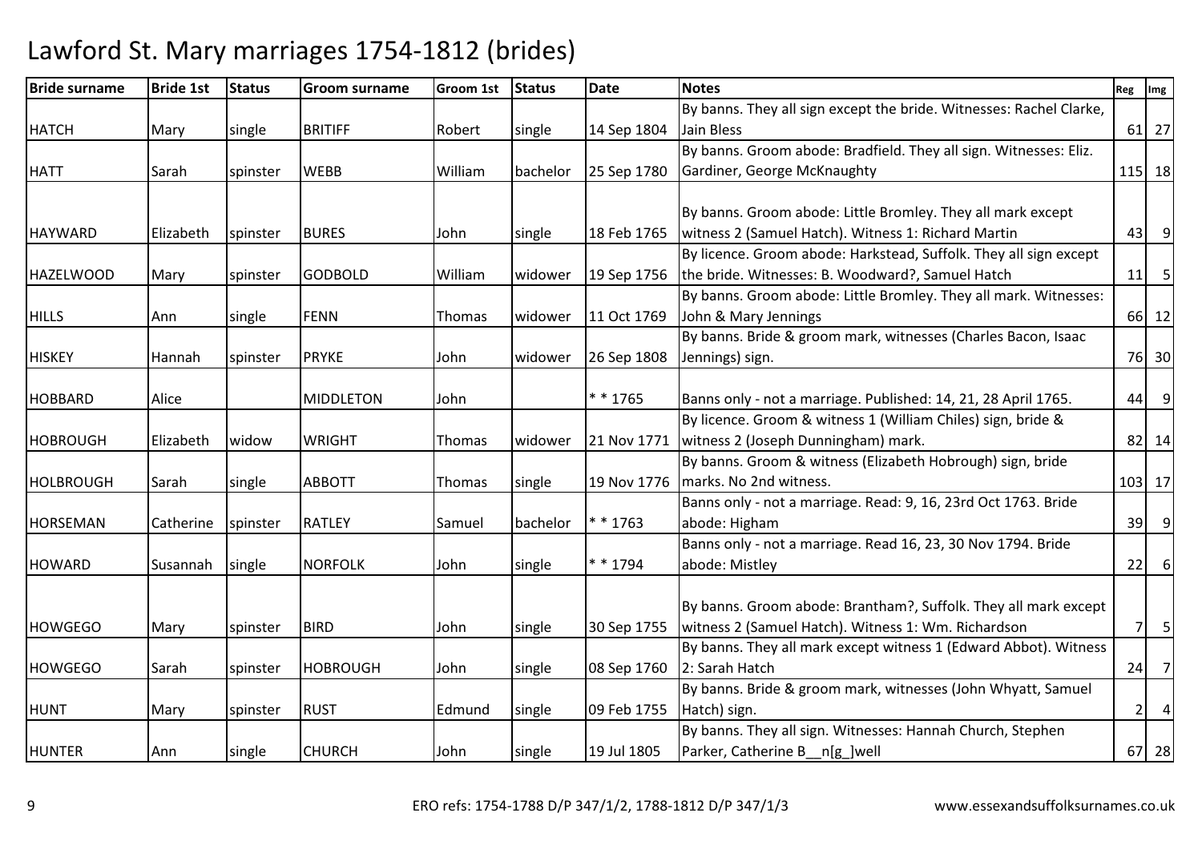# Lawford St. Mary marriages 1754-1812 (brides)

| Bride surname | Bride 1st | Status | Groom surname | Groom 1st | Status | Date | Notes | Reg | Img |
|---|---|---|---|---|---|---|---|---|---|
| HATCH | Mary | single | BRITIFF | Robert | single | 14 Sep 1804 | By banns. They all sign except the bride. Witnesses: Rachel Clarke, Jain Bless | 61 | 27 |
| HATT | Sarah | spinster | WEBB | William | bachelor | 25 Sep 1780 | By banns. Groom abode: Bradfield. They all sign. Witnesses: Eliz. Gardiner, George McKnaughty | 115 | 18 |
| HAYWARD | Elizabeth | spinster | BURES | John | single | 18 Feb 1765 | By banns. Groom abode: Little Bromley. They all mark except witness 2 (Samuel Hatch). Witness 1: Richard Martin | 43 | 9 |
| HAZELWOOD | Mary | spinster | GODBOLD | William | widower | 19 Sep 1756 | By licence. Groom abode: Harkstead, Suffolk. They all sign except the bride. Witnesses: B. Woodward?, Samuel Hatch | 11 | 5 |
| HILLS | Ann | single | FENN | Thomas | widower | 11 Oct 1769 | By banns. Groom abode: Little Bromley. They all mark. Witnesses: John & Mary Jennings | 66 | 12 |
| HISKEY | Hannah | spinster | PRYKE | John | widower | 26 Sep 1808 | By banns. Bride & groom mark, witnesses (Charles Bacon, Isaac Jennings) sign. | 76 | 30 |
| HOBBARD | Alice | | MIDDLETON | John | | * * 1765 | Banns only - not a marriage. Published: 14, 21, 28 April 1765. | 44 | 9 |
| HOBROUGH | Elizabeth | widow | WRIGHT | Thomas | widower | 21 Nov 1771 | By licence. Groom & witness 1 (William Chiles) sign, bride & witness 2 (Joseph Dunningham) mark. | 82 | 14 |
| HOLBROUGH | Sarah | single | ABBOTT | Thomas | single | 19 Nov 1776 | By banns. Groom & witness (Elizabeth Hobrough) sign, bride marks. No 2nd witness. | 103 | 17 |
| HORSEMAN | Catherine | spinster | RATLEY | Samuel | bachelor | * * 1763 | Banns only - not a marriage. Read: 9, 16, 23rd Oct 1763. Bride abode: Higham | 39 | 9 |
| HOWARD | Susannah | single | NORFOLK | John | single | * * 1794 | Banns only - not a marriage. Read 16, 23, 30 Nov 1794. Bride abode: Mistley | 22 | 6 |
| HOWGEGO | Mary | spinster | BIRD | John | single | 30 Sep 1755 | By banns. Groom abode: Brantham?, Suffolk. They all mark except witness 2 (Samuel Hatch). Witness 1: Wm. Richardson | 7 | 5 |
| HOWGEGO | Sarah | spinster | HOBROUGH | John | single | 08 Sep 1760 | By banns. They all mark except witness 1 (Edward Abbot). Witness 2: Sarah Hatch | 24 | 7 |
| HUNT | Mary | spinster | RUST | Edmund | single | 09 Feb 1755 | By banns. Bride & groom mark, witnesses (John Whyatt, Samuel Hatch) sign. | 2 | 4 |
| HUNTER | Ann | single | CHURCH | John | single | 19 Jul 1805 | By banns. They all sign. Witnesses: Hannah Church, Stephen Parker, Catherine B__n[g_]well | 67 | 28 |

ERO refs: 1754-1788 D/P 347/1/2, 1788-1812 D/P 347/1/3 www.essexandsuffolksurnames.co.uk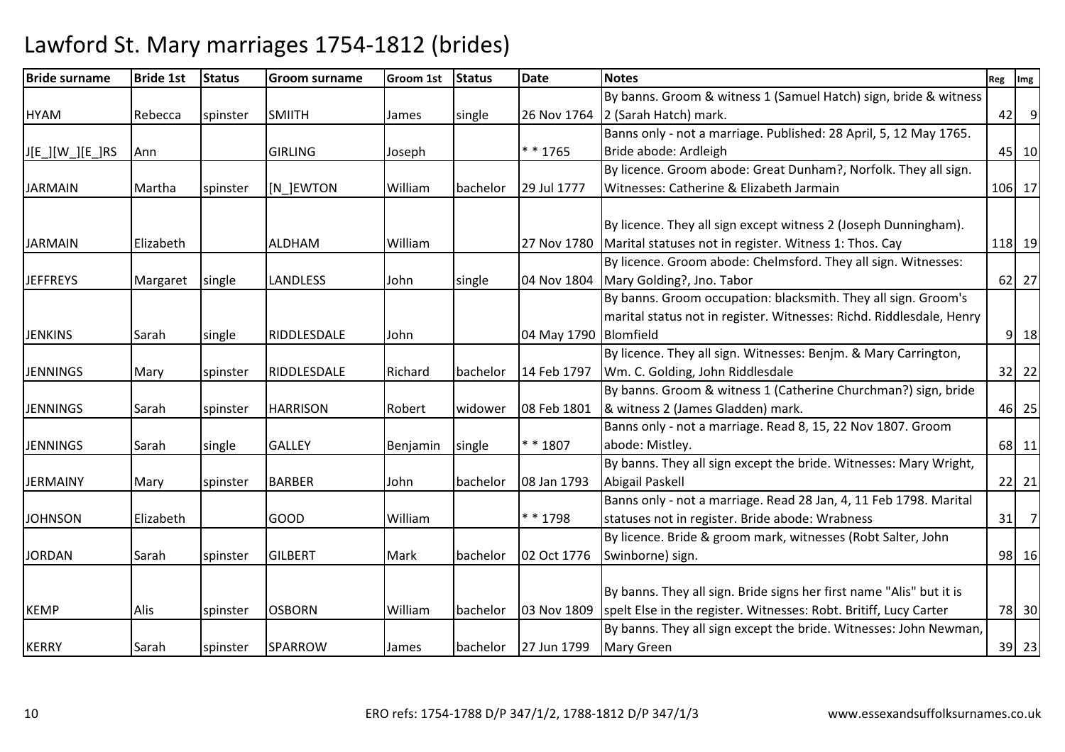# Lawford St. Mary marriages 1754-1812 (brides)

| Bride surname | Bride 1st | Status | Groom surname | Groom 1st | Status | Date | Notes | Reg | Img |
|---|---|---|---|---|---|---|---|---|---|
| HYAM | Rebecca | spinster | SMIITH | James | single | 26 Nov 1764 | By banns. Groom & witness 1 (Samuel Hatch) sign, bride & witness 2 (Sarah Hatch) mark. | 42 | 9 |
| J[E_][W_][E_]RS | Ann | | GIRLING | Joseph | | * * 1765 | Banns only - not a marriage. Published: 28 April, 5, 12 May 1765. Bride abode: Ardleigh | 45 | 10 |
| JARMAIN | Martha | spinster | [N_]EWTON | William | bachelor | 29 Jul 1777 | By licence. Groom abode: Great Dunham?, Norfolk. They all sign. Witnesses: Catherine & Elizabeth Jarmain | 106 | 17 |
| JARMAIN | Elizabeth | | ALDHAM | William | | 27 Nov 1780 | By licence. They all sign except witness 2 (Joseph Dunningham). Marital statuses not in register. Witness 1: Thos. Cay | 118 | 19 |
| JEFFREYS | Margaret | single | LANDLESS | John | single | 04 Nov 1804 | By licence. Groom abode: Chelmsford. They all sign. Witnesses: Mary Golding?, Jno. Tabor | 62 | 27 |
| JENKINS | Sarah | single | RIDDLESDALE | John | | 04 May 1790 | By banns. Groom occupation: blacksmith. They all sign. Groom's marital status not in register. Witnesses: Richd. Riddlesdale, Henry Blomfield | 9 | 18 |
| JENNINGS | Mary | spinster | RIDDLESDALE | Richard | bachelor | 14 Feb 1797 | By licence. They all sign. Witnesses: Benjm. & Mary Carrington, Wm. C. Golding, John Riddlesdale | 32 | 22 |
| JENNINGS | Sarah | spinster | HARRISON | Robert | widower | 08 Feb 1801 | By banns. Groom & witness 1 (Catherine Churchman?) sign, bride & witness 2 (James Gladden) mark. | 46 | 25 |
| JENNINGS | Sarah | single | GALLEY | Benjamin | single | * * 1807 | Banns only - not a marriage. Read 8, 15, 22 Nov 1807. Groom abode: Mistley. | 68 | 11 |
| JERMAINY | Mary | spinster | BARBER | John | bachelor | 08 Jan 1793 | By banns. They all sign except the bride. Witnesses: Mary Wright, Abigail Paskell | 22 | 21 |
| JOHNSON | Elizabeth | | GOOD | William | | * * 1798 | Banns only - not a marriage. Read 28 Jan, 4, 11 Feb 1798. Marital statuses not in register. Bride abode: Wrabness | 31 | 7 |
| JORDAN | Sarah | spinster | GILBERT | Mark | bachelor | 02 Oct 1776 | By licence. Bride & groom mark, witnesses (Robt Salter, John Swinborne) sign. | 98 | 16 |
| KEMP | Alis | spinster | OSBORN | William | bachelor | 03 Nov 1809 | By banns. They all sign. Bride signs her first name "Alis" but it is spelt Else in the register. Witnesses: Robt. Britiff, Lucy Carter | 78 | 30 |
| KERRY | Sarah | spinster | SPARROW | James | bachelor | 27 Jun 1799 | By banns. They all sign except the bride. Witnesses: John Newman, Mary Green | 39 | 23 |

ERO refs: 1754-1788 D/P 347/1/2, 1788-1812 D/P 347/1/3

www.essexandsuffolksurnames.co.uk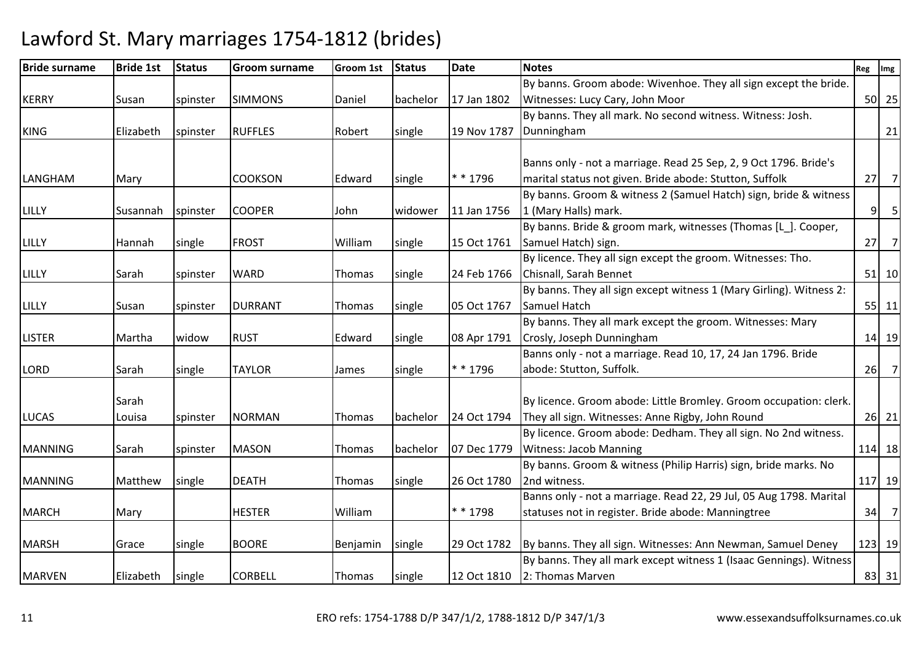# Lawford St. Mary marriages 1754-1812 (brides)

| Bride surname | Bride 1st | Status | Groom surname | Groom 1st | Status | Date | Notes | Reg | Img |
|---|---|---|---|---|---|---|---|---|---|
| KERRY | Susan | spinster | SIMMONS | Daniel | bachelor | 17 Jan 1802 | By banns. Groom abode: Wivenhoe. They all sign except the bride. Witnesses: Lucy Cary, John Moor | 50 | 25 |
| KING | Elizabeth | spinster | RUFFLES | Robert | single | 19 Nov 1787 | By banns. They all mark. No second witness. Witness: Josh. Dunningham | | 21 |
| LANGHAM | Mary | | COOKSON | Edward | single | * * 1796 | Banns only - not a marriage. Read 25 Sep, 2, 9 Oct 1796. Bride's marital status not given. Bride abode: Stutton, Suffolk | 27 | 7 |
| LILLY | Susannah | spinster | COOPER | John | widower | 11 Jan 1756 | By banns. Groom & witness 2 (Samuel Hatch) sign, bride & witness 1 (Mary Halls) mark. | 9 | 5 |
| LILLY | Hannah | single | FROST | William | single | 15 Oct 1761 | By banns. Bride & groom mark, witnesses (Thomas [L_]. Cooper, Samuel Hatch) sign. | 27 | 7 |
| LILLY | Sarah | spinster | WARD | Thomas | single | 24 Feb 1766 | By licence. They all sign except the groom. Witnesses: Tho. Chisnall, Sarah Bennet | 51 | 10 |
| LILLY | Susan | spinster | DURRANT | Thomas | single | 05 Oct 1767 | By banns. They all sign except witness 1 (Mary Girling). Witness 2: Samuel Hatch | 55 | 11 |
| LISTER | Martha | widow | RUST | Edward | single | 08 Apr 1791 | By banns. They all mark except the groom. Witnesses: Mary Crosly, Joseph Dunningham | 14 | 19 |
| LORD | Sarah | single | TAYLOR | James | single | * * 1796 | Banns only - not a marriage. Read 10, 17, 24 Jan 1796. Bride abode: Stutton, Suffolk. | 26 | 7 |
| LUCAS | Sarah Louisa | spinster | NORMAN | Thomas | bachelor | 24 Oct 1794 | By licence. Groom abode: Little Bromley. Groom occupation: clerk. They all sign. Witnesses: Anne Rigby, John Round | 26 | 21 |
| MANNING | Sarah | spinster | MASON | Thomas | bachelor | 07 Dec 1779 | By licence. Groom abode: Dedham. They all sign. No 2nd witness. Witness: Jacob Manning | 114 | 18 |
| MANNING | Matthew | single | DEATH | Thomas | single | 26 Oct 1780 | By banns. Groom & witness (Philip Harris) sign, bride marks. No 2nd witness. | 117 | 19 |
| MARCH | Mary | | HESTER | William | | * * 1798 | Banns only - not a marriage. Read 22, 29 Jul, 05 Aug 1798. Marital statuses not in register. Bride abode: Manningtree | 34 | 7 |
| MARSH | Grace | single | BOORE | Benjamin | single | 29 Oct 1782 | By banns. They all sign. Witnesses: Ann Newman, Samuel Deney | 123 | 19 |
| MARVEN | Elizabeth | single | CORBELL | Thomas | single | 12 Oct 1810 | By banns. They all mark except witness 1 (Isaac Gennings). Witness 2: Thomas Marven | 83 | 31 |

ERO refs: 1754-1788 D/P 347/1/2, 1788-1812 D/P 347/1/3

www.essexandsuffolksurnames.co.uk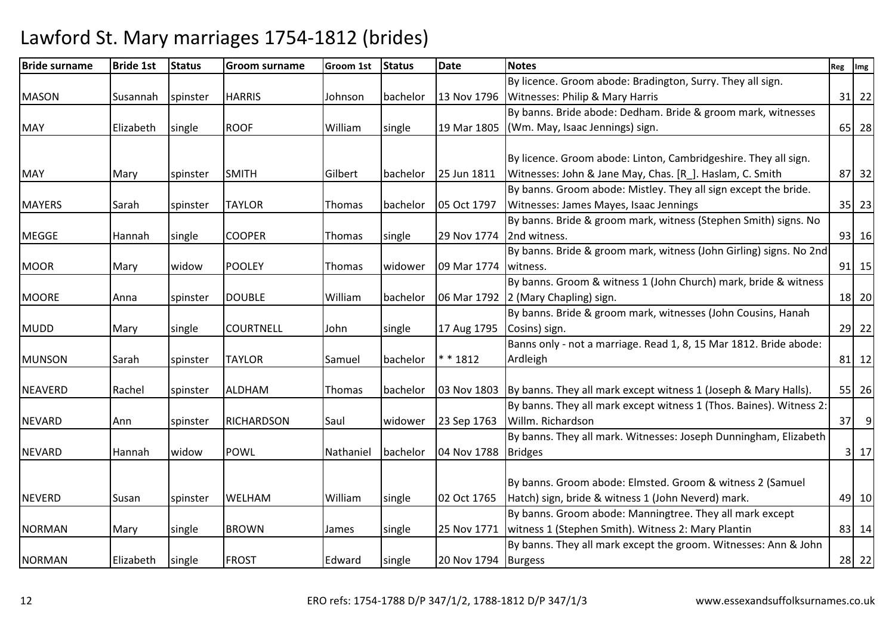# Lawford St. Mary marriages 1754-1812 (brides)

| Bride surname | Bride 1st | Status | Groom surname | Groom 1st | Status | Date | Notes | Reg | Img |
|---|---|---|---|---|---|---|---|---|---|
| MASON | Susannah | spinster | HARRIS | Johnson | bachelor | 13 Nov 1796 | By licence. Groom abode: Bradington, Surry. They all sign. Witnesses: Philip & Mary Harris | 31 | 22 |
| MAY | Elizabeth | single | ROOF | William | single | 19 Mar 1805 | By banns. Bride abode: Dedham. Bride & groom mark, witnesses (Wm. May, Isaac Jennings) sign. | 65 | 28 |
| MAY | Mary | spinster | SMITH | Gilbert | bachelor | 25 Jun 1811 | By licence. Groom abode: Linton, Cambridgeshire. They all sign. Witnesses: John & Jane May, Chas. [R_]. Haslam, C. Smith | 87 | 32 |
| MAYERS | Sarah | spinster | TAYLOR | Thomas | bachelor | 05 Oct 1797 | By banns. Groom abode: Mistley. They all sign except the bride. Witnesses: James Mayes, Isaac Jennings | 35 | 23 |
| MEGGE | Hannah | single | COOPER | Thomas | single | 29 Nov 1774 | By banns. Bride & groom mark, witness (Stephen Smith) signs. No 2nd witness. | 93 | 16 |
| MOOR | Mary | widow | POOLEY | Thomas | widower | 09 Mar 1774 | By banns. Bride & groom mark, witness (John Girling) signs. No 2nd witness. | 91 | 15 |
| MOORE | Anna | spinster | DOUBLE | William | bachelor | 06 Mar 1792 | By banns. Groom & witness 1 (John Church) mark, bride & witness 2 (Mary Chapling) sign. | 18 | 20 |
| MUDD | Mary | single | COURTNELL | John | single | 17 Aug 1795 | By banns. Bride & groom mark, witnesses (John Cousins, Hanah Cosins) sign. | 29 | 22 |
| MUNSON | Sarah | spinster | TAYLOR | Samuel | bachelor | * * 1812 | Banns only - not a marriage. Read 1, 8, 15 Mar 1812. Bride abode: Ardleigh | 81 | 12 |
| NEAVERD | Rachel | spinster | ALDHAM | Thomas | bachelor | 03 Nov 1803 | By banns. They all mark except witness 1 (Joseph & Mary Halls). | 55 | 26 |
| NEVARD | Ann | spinster | RICHARDSON | Saul | widower | 23 Sep 1763 | By banns. They all mark except witness 1 (Thos. Baines). Witness 2: Willm. Richardson | 37 | 9 |
| NEVARD | Hannah | widow | POWL | Nathaniel | bachelor | 04 Nov 1788 | By banns. They all mark. Witnesses: Joseph Dunningham, Elizabeth Bridges | 3 | 17 |
| NEVERD | Susan | spinster | WELHAM | William | single | 02 Oct 1765 | By banns. Groom abode: Elmsted. Groom & witness 2 (Samuel Hatch) sign, bride & witness 1 (John Neverd) mark. | 49 | 10 |
| NORMAN | Mary | single | BROWN | James | single | 25 Nov 1771 | By banns. Groom abode: Manningtree. They all mark except witness 1 (Stephen Smith). Witness 2: Mary Plantin | 83 | 14 |
| NORMAN | Elizabeth | single | FROST | Edward | single | 20 Nov 1794 | By banns. They all mark except the groom. Witnesses: Ann & John Burgess | 28 | 22 |

ERO refs: 1754-1788 D/P 347/1/2, 1788-1812 D/P 347/1/3 www.essexandsuffolksurnames.co.uk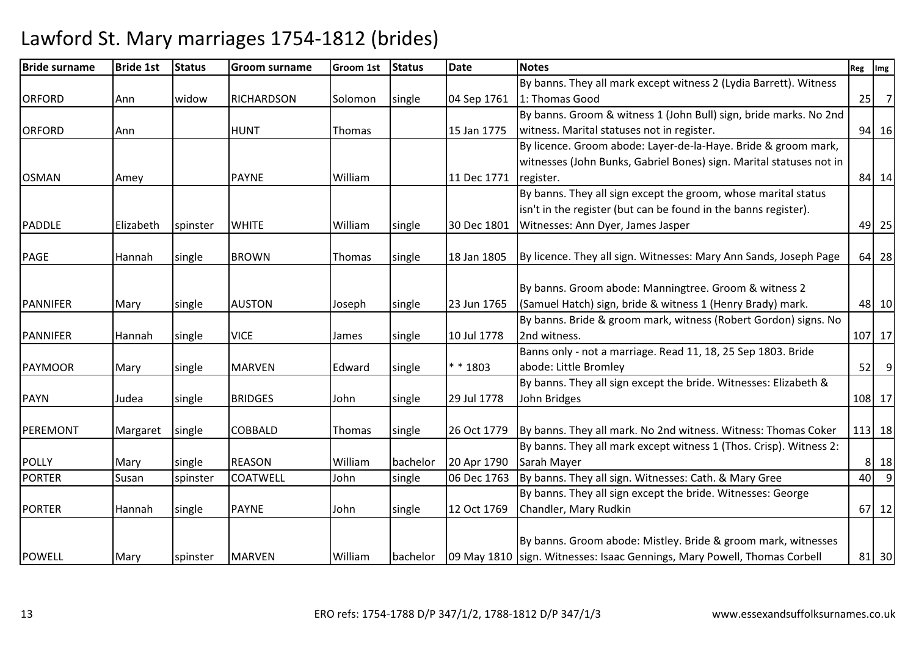# Lawford St. Mary marriages 1754-1812 (brides)

| Bride surname | Bride 1st | Status | Groom surname | Groom 1st | Status | Date | Notes | Reg | Img |
|---|---|---|---|---|---|---|---|---|---|
| ORFORD | Ann | widow | RICHARDSON | Solomon | single | 04 Sep 1761 | By banns. They all mark except witness 2 (Lydia Barrett). Witness 1: Thomas Good | 25 | 7 |
| ORFORD | Ann | | HUNT | Thomas | | 15 Jan 1775 | By banns. Groom & witness 1 (John Bull) sign, bride marks. No 2nd witness. Marital statuses not in register. | 94 | 16 |
| OSMAN | Amey | | PAYNE | William | | 11 Dec 1771 | By licence. Groom abode: Layer-de-la-Haye. Bride & groom mark, witnesses (John Bunks, Gabriel Bones) sign. Marital statuses not in register. | 84 | 14 |
| PADDLE | Elizabeth | spinster | WHITE | William | single | 30 Dec 1801 | By banns. They all sign except the groom, whose marital status isn't in the register (but can be found in the banns register). Witnesses: Ann Dyer, James Jasper | 49 | 25 |
| PAGE | Hannah | single | BROWN | Thomas | single | 18 Jan 1805 | By licence. They all sign. Witnesses: Mary Ann Sands, Joseph Page | 64 | 28 |
| PANNIFER | Mary | single | AUSTON | Joseph | single | 23 Jun 1765 | By banns. Groom abode: Manningtree. Groom & witness 2 (Samuel Hatch) sign, bride & witness 1 (Henry Brady) mark. | 48 | 10 |
| PANNIFER | Hannah | single | VICE | James | single | 10 Jul 1778 | By banns. Bride & groom mark, witness (Robert Gordon) signs. No 2nd witness. | 107 | 17 |
| PAYMOOR | Mary | single | MARVEN | Edward | single | * * 1803 | Banns only - not a marriage. Read 11, 18, 25 Sep 1803. Bride abode: Little Bromley | 52 | 9 |
| PAYN | Judea | single | BRIDGES | John | single | 29 Jul 1778 | By banns. They all sign except the bride. Witnesses: Elizabeth & John Bridges | 108 | 17 |
| PEREMONT | Margaret | single | COBBALD | Thomas | single | 26 Oct 1779 | By banns. They all mark. No 2nd witness. Witness: Thomas Coker | 113 | 18 |
| POLLY | Mary | single | REASON | William | bachelor | 20 Apr 1790 | By banns. They all mark except witness 1 (Thos. Crisp). Witness 2: Sarah Mayer | 8 | 18 |
| PORTER | Susan | spinster | COATWELL | John | single | 06 Dec 1763 | By banns. They all sign. Witnesses: Cath. & Mary Gree | 40 | 9 |
| PORTER | Hannah | single | PAYNE | John | single | 12 Oct 1769 | By banns. They all sign except the bride. Witnesses: George Chandler, Mary Rudkin | 67 | 12 |
| POWELL | Mary | spinster | MARVEN | William | bachelor | 09 May 1810 | By banns. Groom abode: Mistley. Bride & groom mark, witnesses sign. Witnesses: Isaac Gennings, Mary Powell, Thomas Corbell | 81 | 30 |

ERO refs: 1754-1788 D/P 347/1/2, 1788-1812 D/P 347/1/3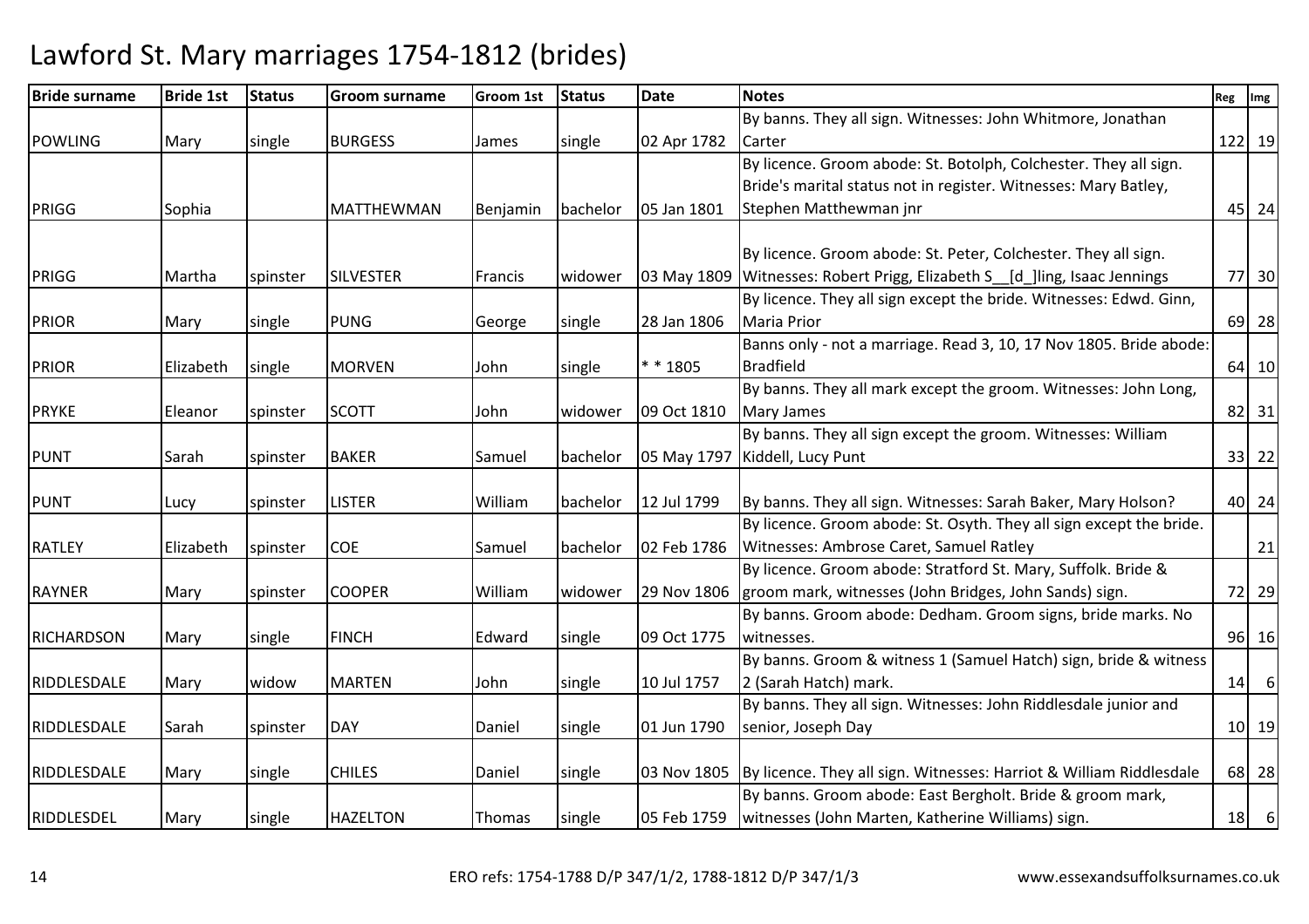# Lawford St. Mary marriages 1754-1812 (brides)

| Bride surname | Bride 1st | Status | Groom surname | Groom 1st | Status | Date | Notes | Reg | Img |
|---|---|---|---|---|---|---|---|---|---|
| POWLING | Mary | single | BURGESS | James | single | 02 Apr 1782 | By banns. They all sign. Witnesses: John Whitmore, Jonathan Carter | 122 | 19 |
| PRIGG | Sophia | | MATTHEWMAN | Benjamin | bachelor | 05 Jan 1801 | By licence. Groom abode: St. Botolph, Colchester. They all sign. Bride's marital status not in register. Witnesses: Mary Batley, Stephen Matthewman jnr | 45 | 24 |
| PRIGG | Martha | spinster | SILVESTER | Francis | widower | 03 May 1809 | By licence. Groom abode: St. Peter, Colchester. They all sign. Witnesses: Robert Prigg, Elizabeth S__[d_]ling, Isaac Jennings | 77 | 30 |
| PRIOR | Mary | single | PUNG | George | single | 28 Jan 1806 | By licence. They all sign except the bride. Witnesses: Edwd. Ginn, Maria Prior | 69 | 28 |
| PRIOR | Elizabeth | single | MORVEN | John | single | * * 1805 | Banns only - not a marriage. Read 3, 10, 17 Nov 1805. Bride abode: Bradfield | 64 | 10 |
| PRYKE | Eleanor | spinster | SCOTT | John | widower | 09 Oct 1810 | By banns. They all mark except the groom. Witnesses: John Long, Mary James | 82 | 31 |
| PUNT | Sarah | spinster | BAKER | Samuel | bachelor | 05 May 1797 | By banns. They all sign except the groom. Witnesses: William Kiddell, Lucy Punt | 33 | 22 |
| PUNT | Lucy | spinster | LISTER | William | bachelor | 12 Jul 1799 | By banns. They all sign. Witnesses: Sarah Baker, Mary Holson? | 40 | 24 |
| RATLEY | Elizabeth | spinster | COE | Samuel | bachelor | 02 Feb 1786 | By licence. Groom abode: St. Osyth. They all sign except the bride. Witnesses: Ambrose Caret, Samuel Ratley | | 21 |
| RAYNER | Mary | spinster | COOPER | William | widower | 29 Nov 1806 | By licence. Groom abode: Stratford St. Mary, Suffolk. Bride & groom mark, witnesses (John Bridges, John Sands) sign. | 72 | 29 |
| RICHARDSON | Mary | single | FINCH | Edward | single | 09 Oct 1775 | By banns. Groom abode: Dedham. Groom signs, bride marks. No witnesses. | 96 | 16 |
| RIDDLESDALE | Mary | widow | MARTEN | John | single | 10 Jul 1757 | By banns. Groom & witness 1 (Samuel Hatch) sign, bride & witness 2 (Sarah Hatch) mark. | 14 | 6 |
| RIDDLESDALE | Sarah | spinster | DAY | Daniel | single | 01 Jun 1790 | By banns. They all sign. Witnesses: John Riddlesdale junior and senior, Joseph Day | 10 | 19 |
| RIDDLESDALE | Mary | single | CHILES | Daniel | single | 03 Nov 1805 | By licence. They all sign. Witnesses: Harriot & William Riddlesdale | 68 | 28 |
| RIDDLESDEL | Mary | single | HAZELTON | Thomas | single | 05 Feb 1759 | By banns. Groom abode: East Bergholt. Bride & groom mark, witnesses (John Marten, Katherine Williams) sign. | 18 | 6 |

ERO refs: 1754-1788 D/P 347/1/2, 1788-1812 D/P 347/1/3 www.essexandsuffolksurnames.co.uk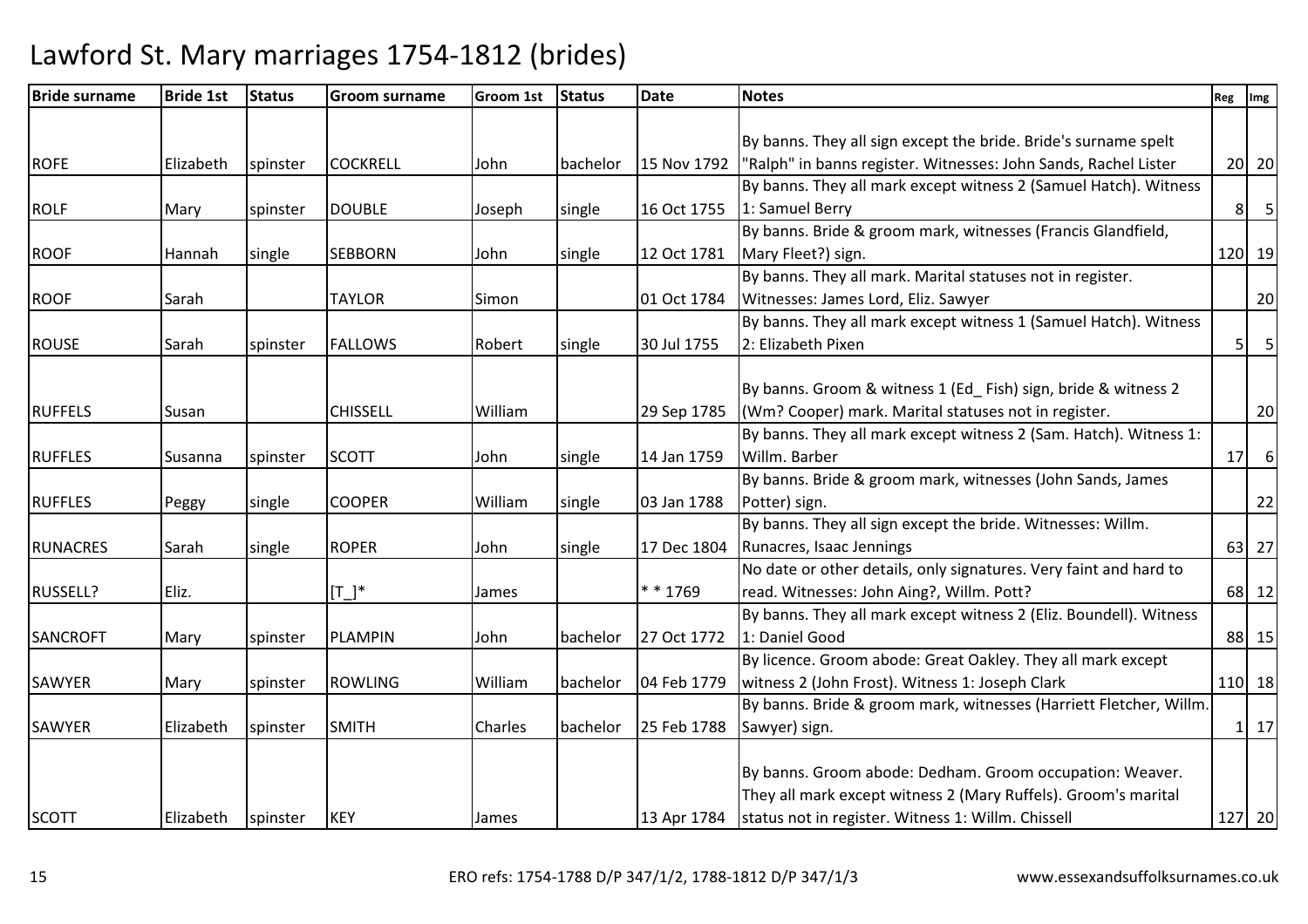# Lawford St. Mary marriages 1754-1812 (brides)

| Bride surname | Bride 1st | Status | Groom surname | Groom 1st | Status | Date | Notes | Reg | Img |
|---|---|---|---|---|---|---|---|---|---|
| ROFE | Elizabeth | spinster | COCKRELL | John | bachelor | 15 Nov 1792 | By banns. They all sign except the bride. Bride's surname spelt "Ralph" in banns register. Witnesses: John Sands, Rachel Lister | 20 | 20 |
| ROLF | Mary | spinster | DOUBLE | Joseph | single | 16 Oct 1755 | By banns. They all mark except witness 2 (Samuel Hatch). Witness 1: Samuel Berry | 8 | 5 |
| ROOF | Hannah | single | SEBBORN | John | single | 12 Oct 1781 | By banns. Bride & groom mark, witnesses (Francis Glandfield, Mary Fleet?) sign. | 120 | 19 |
| ROOF | Sarah | | TAYLOR | Simon | | 01 Oct 1784 | By banns. They all mark. Marital statuses not in register. Witnesses: James Lord, Eliz. Sawyer | | 20 |
| ROUSE | Sarah | spinster | FALLOWS | Robert | single | 30 Jul 1755 | By banns. They all mark except witness 1 (Samuel Hatch). Witness 2: Elizabeth Pixen | 5 | 5 |
| RUFFELS | Susan | | CHISSELL | William | | 29 Sep 1785 | By banns. Groom & witness 1 (Ed_ Fish) sign, bride & witness 2 (Wm? Cooper) mark. Marital statuses not in register. | | 20 |
| RUFFLES | Susanna | spinster | SCOTT | John | single | 14 Jan 1759 | By banns. They all mark except witness 2 (Sam. Hatch). Witness 1: Willm. Barber | 17 | 6 |
| RUFFLES | Peggy | single | COOPER | William | single | 03 Jan 1788 | By banns. Bride & groom mark, witnesses (John Sands, James Potter) sign. | | 22 |
| RUNACRES | Sarah | single | ROPER | John | single | 17 Dec 1804 | By banns. They all sign except the bride. Witnesses: Willm. Runacres, Isaac Jennings | 63 | 27 |
| RUSSELL? | Eliz. | | [T_]* | James | | * * 1769 | No date or other details, only signatures. Very faint and hard to read. Witnesses: John Aing?, Willm. Pott? | 68 | 12 |
| SANCROFT | Mary | spinster | PLAMPIN | John | bachelor | 27 Oct 1772 | By banns. They all mark except witness 2 (Eliz. Boundell). Witness 1: Daniel Good | 88 | 15 |
| SAWYER | Mary | spinster | ROWLING | William | bachelor | 04 Feb 1779 | By licence. Groom abode: Great Oakley. They all mark except witness 2 (John Frost). Witness 1: Joseph Clark | 110 | 18 |
| SAWYER | Elizabeth | spinster | SMITH | Charles | bachelor | 25 Feb 1788 | By banns. Bride & groom mark, witnesses (Harriett Fletcher, Willm. Sawyer) sign. | 1 | 17 |
| SCOTT | Elizabeth | spinster | KEY | James | | 13 Apr 1784 | By banns. Groom abode: Dedham. Groom occupation: Weaver. They all mark except witness 2 (Mary Ruffels). Groom's marital status not in register. Witness 1: Willm. Chissell | 127 | 20 |

ERO refs: 1754-1788 D/P 347/1/2, 1788-1812 D/P 347/1/3

www.essexandsuffolksurnames.co.uk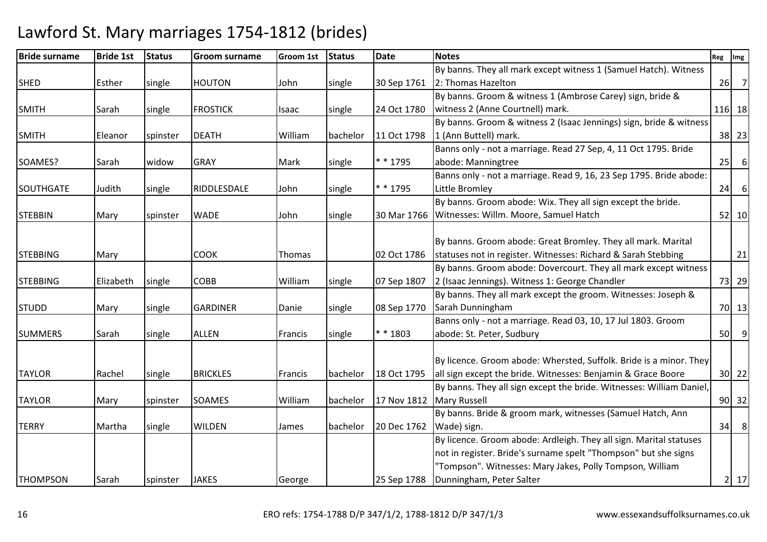# Lawford St. Mary marriages 1754-1812 (brides)

| Bride surname | Bride 1st | Status | Groom surname | Groom 1st | Status | Date | Notes | Reg | Img |
|---|---|---|---|---|---|---|---|---|---|
| SHED | Esther | single | HOUTON | John | single | 30 Sep 1761 | By banns. They all mark except witness 1 (Samuel Hatch). Witness 2: Thomas Hazelton | 26 | 7 |
| SMITH | Sarah | single | FROSTICK | Isaac | single | 24 Oct 1780 | By banns. Groom & witness 1 (Ambrose Carey) sign, bride & witness 2 (Anne Courtnell) mark. | 116 | 18 |
| SMITH | Eleanor | spinster | DEATH | William | bachelor | 11 Oct 1798 | By banns. Groom & witness 2 (Isaac Jennings) sign, bride & witness 1 (Ann Buttell) mark. | 38 | 23 |
| SOAMES? | Sarah | widow | GRAY | Mark | single | * * 1795 | Banns only - not a marriage. Read 27 Sep, 4, 11 Oct 1795. Bride abode: Manningtree | 25 | 6 |
| SOUTHGATE | Judith | single | RIDDLESDALE | John | single | * * 1795 | Banns only - not a marriage. Read 9, 16, 23 Sep 1795. Bride abode: Little Bromley | 24 | 6 |
| STEBBIN | Mary | spinster | WADE | John | single | 30 Mar 1766 | By banns. Groom abode: Wix. They all sign except the bride. Witnesses: Willm. Moore, Samuel Hatch | 52 | 10 |
| STEBBING | Mary | | COOK | Thomas | | 02 Oct 1786 | By banns. Groom abode: Great Bromley. They all mark. Marital statuses not in register. Witnesses: Richard & Sarah Stebbing | | 21 |
| STEBBING | Elizabeth | single | COBB | William | single | 07 Sep 1807 | By banns. Groom abode: Dovercourt. They all mark except witness 2 (Isaac Jennings). Witness 1: George Chandler | 73 | 29 |
| STUDD | Mary | single | GARDINER | Danie | single | 08 Sep 1770 | By banns. They all mark except the groom. Witnesses: Joseph & Sarah Dunningham | 70 | 13 |
| SUMMERS | Sarah | single | ALLEN | Francis | single | * * 1803 | Banns only - not a marriage. Read 03, 10, 17 Jul 1803. Groom abode: St. Peter, Sudbury | 50 | 9 |
| TAYLOR | Rachel | single | BRICKLES | Francis | bachelor | 18 Oct 1795 | By licence. Groom abode: Whersted, Suffolk. Bride is a minor. They all sign except the bride. Witnesses: Benjamin & Grace Boore | 30 | 22 |
| TAYLOR | Mary | spinster | SOAMES | William | bachelor | 17 Nov 1812 | By banns. They all sign except the bride. Witnesses: William Daniel, Mary Russell | 90 | 32 |
| TERRY | Martha | single | WILDEN | James | bachelor | 20 Dec 1762 | By banns. Bride & groom mark, witnesses (Samuel Hatch, Ann Wade) sign. | 34 | 8 |
| THOMPSON | Sarah | spinster | JAKES | George | | 25 Sep 1788 | By licence. Groom abode: Ardleigh. They all sign. Marital statuses not in register. Bride's surname spelt "Thompson" but she signs "Tompson". Witnesses: Mary Jakes, Polly Tompson, William Dunningham, Peter Salter | 2 | 17 |

ERO refs: 1754-1788 D/P 347/1/2, 1788-1812 D/P 347/1/3 www.essexandsuffolksurnames.co.uk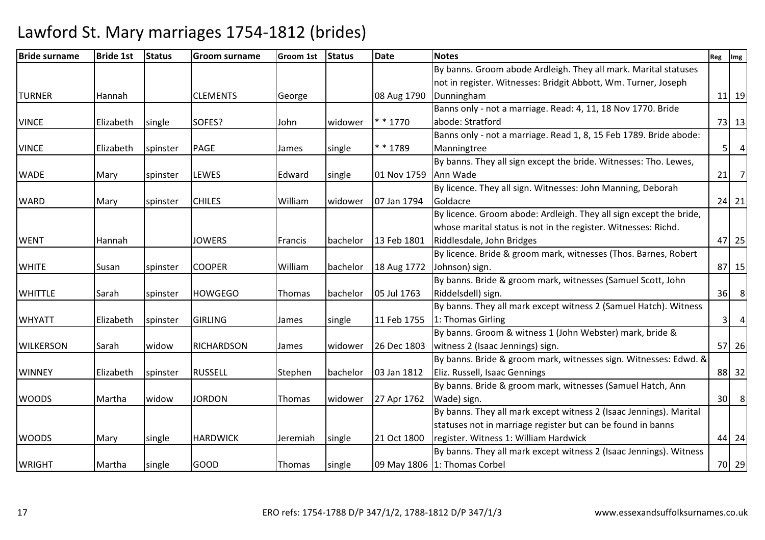# Lawford St. Mary marriages 1754-1812 (brides)

| Bride surname | Bride 1st | Status | Groom surname | Groom 1st | Status | Date | Notes | Reg | Img |
|---|---|---|---|---|---|---|---|---|---|
| TURNER | Hannah | | CLEMENTS | George | | 08 Aug 1790 | By banns. Groom abode Ardleigh. They all mark. Marital statuses not in register. Witnesses: Bridgit Abbott, Wm. Turner, Joseph Dunningham | 11 | 19 |
| VINCE | Elizabeth | single | SOFES? | John | widower | * * 1770 | Banns only - not a marriage. Read: 4, 11, 18 Nov 1770. Bride abode: Stratford | 73 | 13 |
| VINCE | Elizabeth | spinster | PAGE | James | single | * * 1789 | Banns only - not a marriage. Read 1, 8, 15 Feb 1789. Bride abode: Manningtree | 5 | 4 |
| WADE | Mary | spinster | LEWES | Edward | single | 01 Nov 1759 | By banns. They all sign except the bride. Witnesses: Tho. Lewes, Ann Wade | 21 | 7 |
| WARD | Mary | spinster | CHILES | William | widower | 07 Jan 1794 | By licence. They all sign. Witnesses: John Manning, Deborah Goldacre | 24 | 21 |
| WENT | Hannah | | JOWERS | Francis | bachelor | 13 Feb 1801 | By licence. Groom abode: Ardleigh. They all sign except the bride, whose marital status is not in the register. Witnesses: Richd. Riddlesdale, John Bridges | 47 | 25 |
| WHITE | Susan | spinster | COOPER | William | bachelor | 18 Aug 1772 | By licence. Bride & groom mark, witnesses (Thos. Barnes, Robert Johnson) sign. | 87 | 15 |
| WHITTLE | Sarah | spinster | HOWGEGO | Thomas | bachelor | 05 Jul 1763 | By banns. Bride & groom mark, witnesses (Samuel Scott, John Riddelsdell) sign. | 36 | 8 |
| WHYATT | Elizabeth | spinster | GIRLING | James | single | 11 Feb 1755 | By banns. They all mark except witness 2 (Samuel Hatch). Witness 1: Thomas Girling | 3 | 4 |
| WILKERSON | Sarah | widow | RICHARDSON | James | widower | 26 Dec 1803 | By banns. Groom & witness 1 (John Webster) mark, bride & witness 2 (Isaac Jennings) sign. | 57 | 26 |
| WINNEY | Elizabeth | spinster | RUSSELL | Stephen | bachelor | 03 Jan 1812 | By banns. Bride & groom mark, witnesses sign. Witnesses: Edwd. & Eliz. Russell, Isaac Gennings | 88 | 32 |
| WOODS | Martha | widow | JORDON | Thomas | widower | 27 Apr 1762 | By banns. Bride & groom mark, witnesses (Samuel Hatch, Ann Wade) sign. | 30 | 8 |
| WOODS | Mary | single | HARDWICK | Jeremiah | single | 21 Oct 1800 | By banns. They all mark except witness 2 (Isaac Jennings). Marital statuses not in marriage register but can be found in banns register. Witness 1: William Hardwick | 44 | 24 |
| WRIGHT | Martha | single | GOOD | Thomas | single | 09 May 1806 | By banns. They all mark except witness 2 (Isaac Jennings). Witness 1: Thomas Corbel | 70 | 29 |

ERO refs: 1754-1788 D/P 347/1/2, 1788-1812 D/P 347/1/3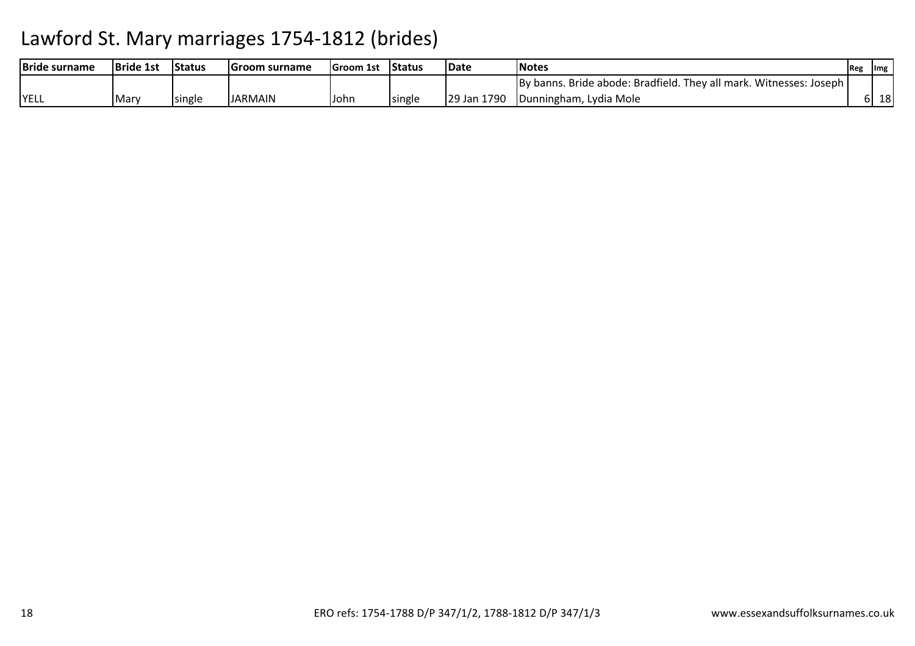# Lawford St. Mary marriages 1754-1812 (brides)

| Bride surname | Bride 1st | Status | Groom surname | Groom 1st | Status | Date | Notes | Reg | Img |
|---|---|---|---|---|---|---|---|---|---|
| YELL | Mary | single | JARMAIN | John | single | 29 Jan 1790 | By banns. Bride abode: Bradfield. They all mark. Witnesses: Joseph Dunningham, Lydia Mole | 6 | 18 |

ERO refs: 1754-1788 D/P 347/1/2, 1788-1812 D/P 347/1/3

www.essexandsuffolksurnames.co.uk